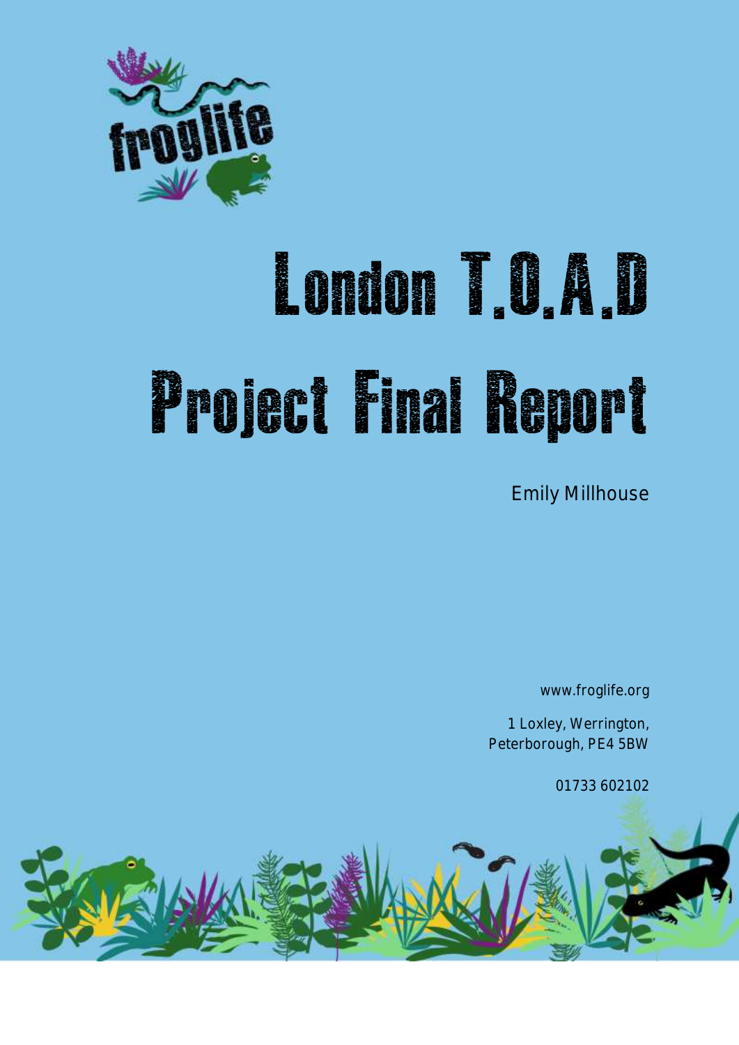froglife

# London T.O.A.D Project Final Report

Emily Millhouse

www.froglife.org

1 Loxley, Werrington,
Peterborough, PE4 5BW

01733 602102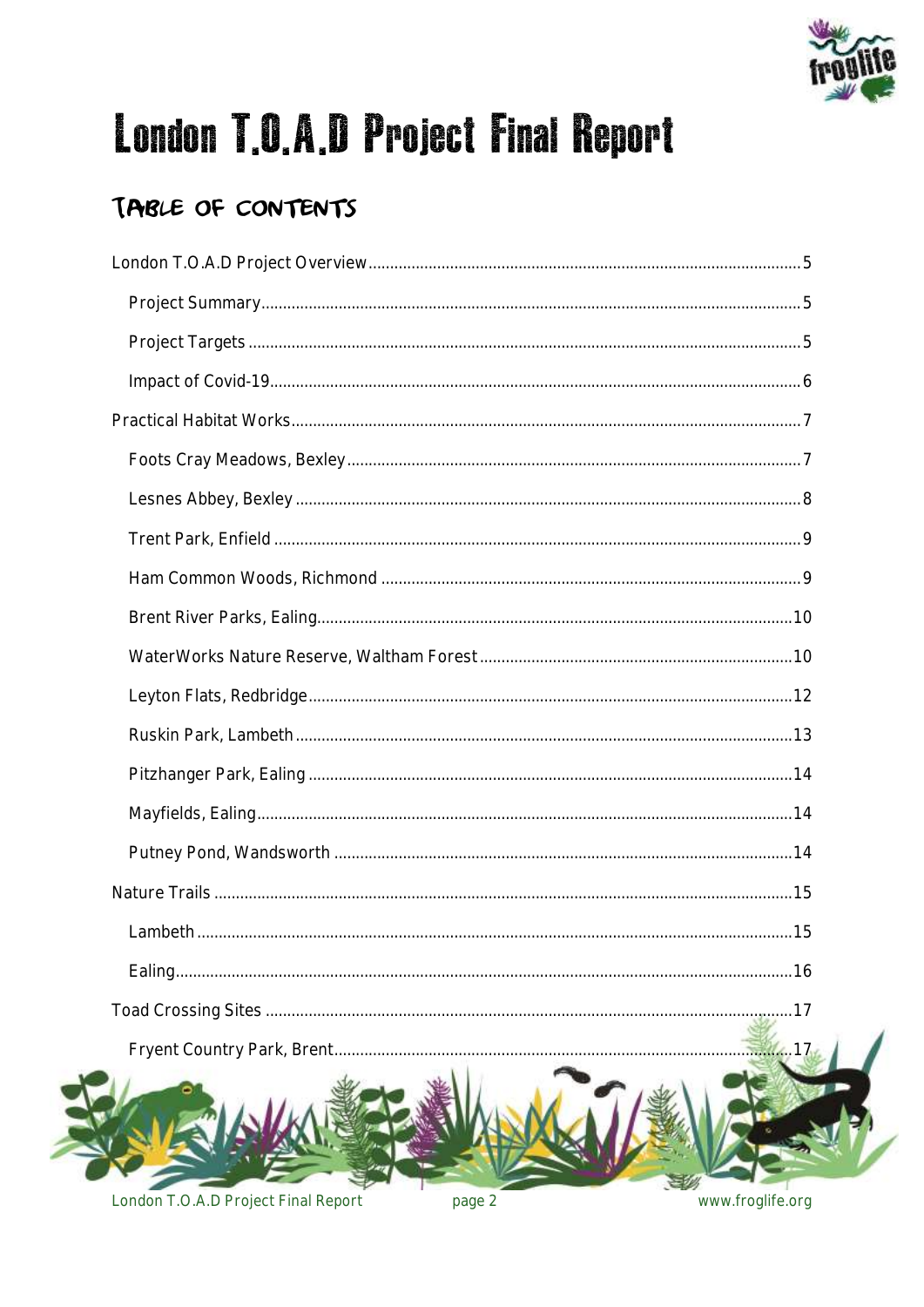# London T.O.A.D Project Final Report

## Table of Contents

- London T.O.A.D Project Overview ... 5
  - Project Summary ... 5
  - Project Targets ... 5
  - Impact of Covid-19 ... 6
- Practical Habitat Works ... 7
  - Foots Cray Meadows, Bexley ... 7
  - Lesnes Abbey, Bexley ... 8
  - Trent Park, Enfield ... 9
  - Ham Common Woods, Richmond ... 9
  - Brent River Parks, Ealing ... 10
  - WaterWorks Nature Reserve, Waltham Forest ... 10
  - Leyton Flats, Redbridge ... 12
  - Ruskin Park, Lambeth ... 13
  - Pitzhanger Park, Ealing ... 14
  - Mayfields, Ealing ... 14
  - Putney Pond, Wandsworth ... 14
- Nature Trails ... 15
  - Lambeth ... 15
  - Ealing ... 16
- Toad Crossing Sites ... 17
  - Fryent Country Park, Brent ... 17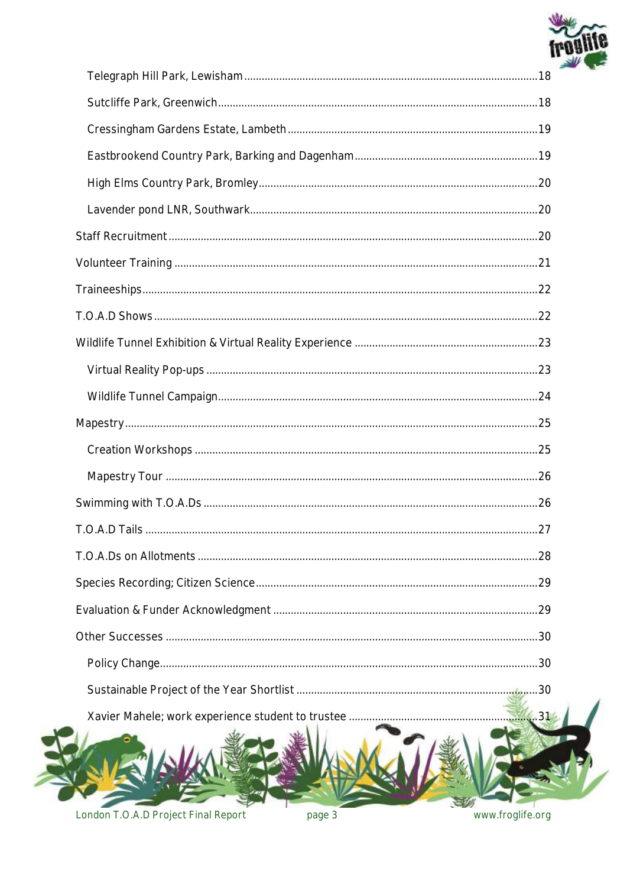Telegraph Hill Park, Lewisham ........................................................................................ 18

Sutcliffe Park, Greenwich ........................................................................................ 18

Cressingham Gardens Estate, Lambeth ........................................................................................ 19

Eastbrookend Country Park, Barking and Dagenham ........................................................................................ 19

High Elms Country Park, Bromley ........................................................................................ 20

Lavender pond LNR, Southwark ........................................................................................ 20

Staff Recruitment ........................................................................................ 20

Volunteer Training ........................................................................................ 21

Traineeships ........................................................................................ 22

T.O.A.D Shows ........................................................................................ 22

Wildlife Tunnel Exhibition & Virtual Reality Experience ........................................................................................ 23

Virtual Reality Pop-ups ........................................................................................ 23

Wildlife Tunnel Campaign ........................................................................................ 24

Mapestry ........................................................................................ 25

Creation Workshops ........................................................................................ 25

Mapestry Tour ........................................................................................ 26

Swimming with T.O.A.Ds ........................................................................................ 26

T.O.A.D Tails ........................................................................................ 27

T.O.A.Ds on Allotments ........................................................................................ 28

Species Recording; Citizen Science ........................................................................................ 29

Evaluation & Funder Acknowledgment ........................................................................................ 29

Other Successes ........................................................................................ 30

Policy Change ........................................................................................ 30

Sustainable Project of the Year Shortlist ........................................................................................ 30

Xavier Mahele; work experience student to trustee ........................................................................................ 31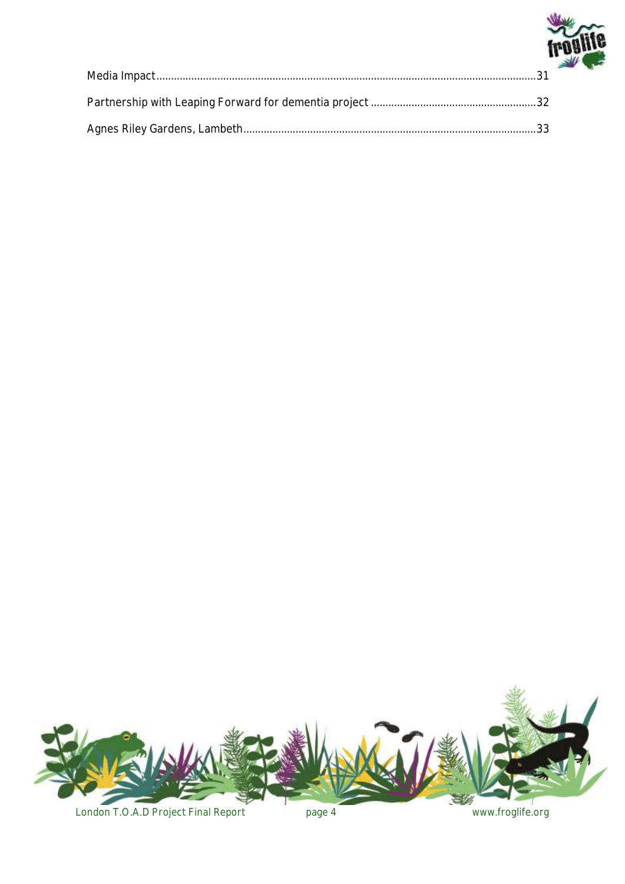Media Impact .......... 31

Partnership with Leaping Forward for dementia project .......... 32

Agnes Riley Gardens, Lambeth .......... 33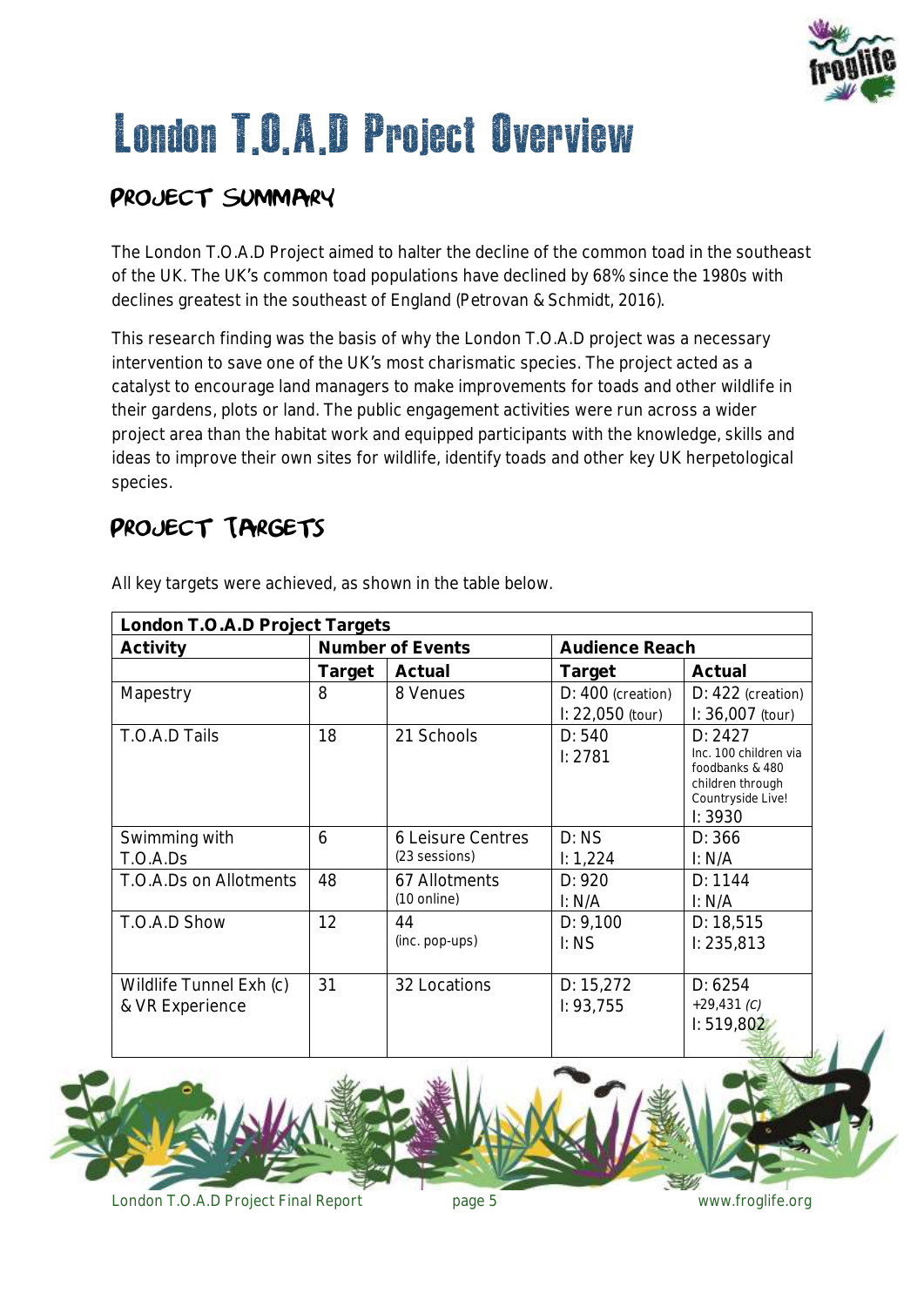# London T.O.A.D Project Overview

## PROJECT SUMMARY

The London T.O.A.D Project aimed to halter the decline of the common toad in the southeast of the UK. The UK's common toad populations have declined by 68% since the 1980s with declines greatest in the southeast of England (Petrovan & Schmidt, 2016).

This research finding was the basis of why the London T.O.A.D project was a necessary intervention to save one of the UK's most charismatic species. The project acted as a catalyst to encourage land managers to make improvements for toads and other wildlife in their gardens, plots or land. The public engagement activities were run across a wider project area than the habitat work and equipped participants with the knowledge, skills and ideas to improve their own sites for wildlife, identify toads and other key UK herpetological species.

## PROJECT TARGETS

All key targets were achieved, as shown in the table below.

| **London T.O.A.D Project Targets** | | | | |
|---|---|---|---|---|
| **Activity** | **Number of Events** | | **Audience Reach** | |
| | **Target** | **Actual** | **Target** | **Actual** |
| Mapestry | 8 | 8 Venues | D: 400 (creation)<br>I: 22,050 (tour) | D: 422 (creation)<br>I: 36,007 (tour) |
| T.O.A.D Tails | 18 | 21 Schools | D: 540<br>I: 2781 | D: 2427<br>Inc. 100 children via foodbanks & 480 children through Countryside Live!<br>I: 3930 |
| Swimming with T.O.A.Ds | 6 | 6 Leisure Centres (23 sessions) | D: NS<br>I: 1,224 | D: 366<br>I: N/A |
| T.O.A.Ds on Allotments | 48 | 67 Allotments (10 online) | D: 920<br>I: N/A | D: 1144<br>I: N/A |
| T.O.A.D Show | 12 | 44 (inc. pop-ups) | D: 9,100<br>I: NS | D: 18,515<br>I: 235,813 |
| Wildlife Tunnel Exh (c) & VR Experience | 31 | 32 Locations | D: 15,272<br>I: 93,755 | D: 6254<br>+29,431 *(C)*<br>I: 519,802 |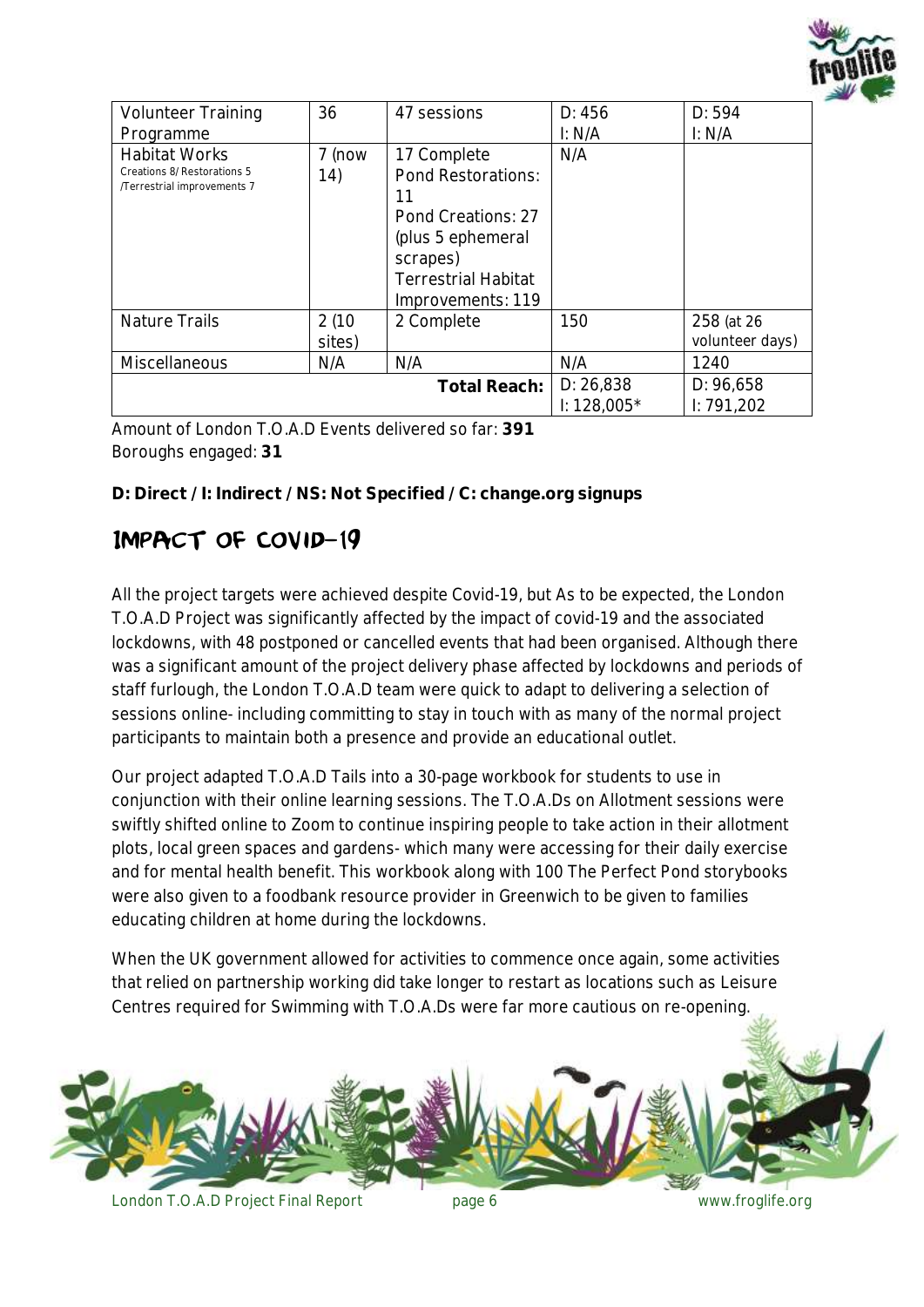| Volunteer Training Programme | 36 | 47 sessions | D: 456<br>I: N/A | D: 594<br>I: N/A |
|---|---|---|---|---|
| Habitat Works<br>Creations 8/ Restorations 5 /Terrestrial improvements 7 | 7 (now 14) | 17 Complete<br>Pond Restorations: 11<br>Pond Creations: 27 (plus 5 ephemeral scrapes)<br>Terrestrial Habitat Improvements: 119 | N/A | |
| Nature Trails | 2 (10 sites) | 2 Complete | 150 | 258 (at 26 volunteer days) |
| Miscellaneous | N/A | N/A | N/A | 1240 |
| | | **Total Reach:** | D: 26,838<br>I: 128,005* | D: 96,658<br>I: 791,202 |

Amount of London T.O.A.D Events delivered so far: **391**
Boroughs engaged: **31**

**D: Direct / I: Indirect / NS: Not Specified / C: change.org signups**

# Impact of Covid-19

All the project targets were achieved despite Covid-19, but As to be expected, the London T.O.A.D Project was significantly affected by the impact of covid-19 and the associated lockdowns, with 48 postponed or cancelled events that had been organised. Although there was a significant amount of the project delivery phase affected by lockdowns and periods of staff furlough, the London T.O.A.D team were quick to adapt to delivering a selection of sessions online- including committing to stay in touch with as many of the normal project participants to maintain both a presence and provide an educational outlet.

Our project adapted T.O.A.D Tails into a 30-page workbook for students to use in conjunction with their online learning sessions. The T.O.A.Ds on Allotment sessions were swiftly shifted online to Zoom to continue inspiring people to take action in their allotment plots, local green spaces and gardens- which many were accessing for their daily exercise and for mental health benefit. This workbook along with 100 The Perfect Pond storybooks were also given to a foodbank resource provider in Greenwich to be given to families educating children at home during the lockdowns.

When the UK government allowed for activities to commence once again, some activities that relied on partnership working did take longer to restart as locations such as Leisure Centres required for Swimming with T.O.A.Ds were far more cautious on re-opening.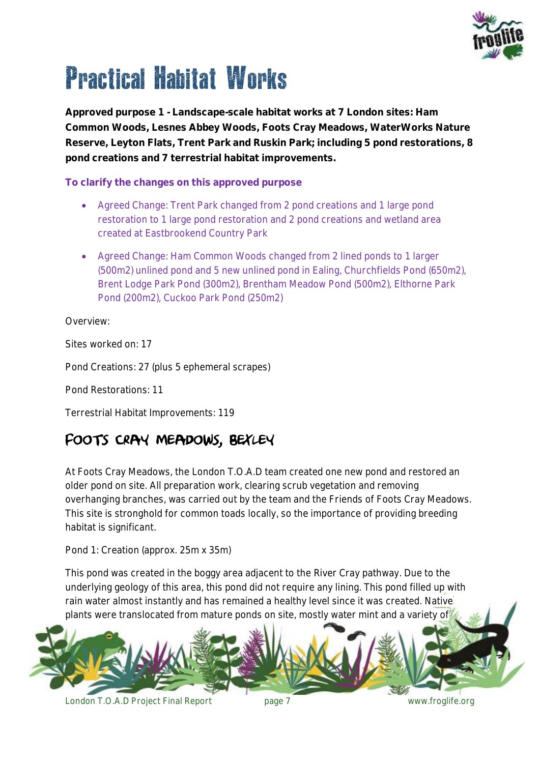# Practical Habitat Works

**Approved purpose 1 - Landscape-scale habitat works at 7 London sites: Ham Common Woods, Lesnes Abbey Woods, Foots Cray Meadows, WaterWorks Nature Reserve, Leyton Flats, Trent Park and Ruskin Park; including 5 pond restorations, 8 pond creations and 7 terrestrial habitat improvements.**

**To clarify the changes on this approved purpose**

- Agreed Change: Trent Park changed from 2 pond creations and 1 large pond restoration to 1 large pond restoration and 2 pond creations and wetland area created at Eastbrookend Country Park
- Agreed Change: Ham Common Woods changed from 2 lined ponds to 1 larger (500m2) unlined pond and 5 new unlined pond in Ealing, Churchfields Pond (650m2), Brent Lodge Park Pond (300m2), Brentham Meadow Pond (500m2), Elthorne Park Pond (200m2), Cuckoo Park Pond (250m2)

Overview:

Sites worked on: 17

Pond Creations: 27 (plus 5 ephemeral scrapes)

Pond Restorations: 11

Terrestrial Habitat Improvements: 119

## Foots Cray Meadows, Bexley

At Foots Cray Meadows, the London T.O.A.D team created one new pond and restored an older pond on site. All preparation work, clearing scrub vegetation and removing overhanging branches, was carried out by the team and the Friends of Foots Cray Meadows. This site is stronghold for common toads locally, so the importance of providing breeding habitat is significant.

Pond 1: Creation (approx. 25m x 35m)

This pond was created in the boggy area adjacent to the River Cray pathway. Due to the underlying geology of this area, this pond did not require any lining. This pond filled up with rain water almost instantly and has remained a healthy level since it was created. Native plants were translocated from mature ponds on site, mostly water mint and a variety of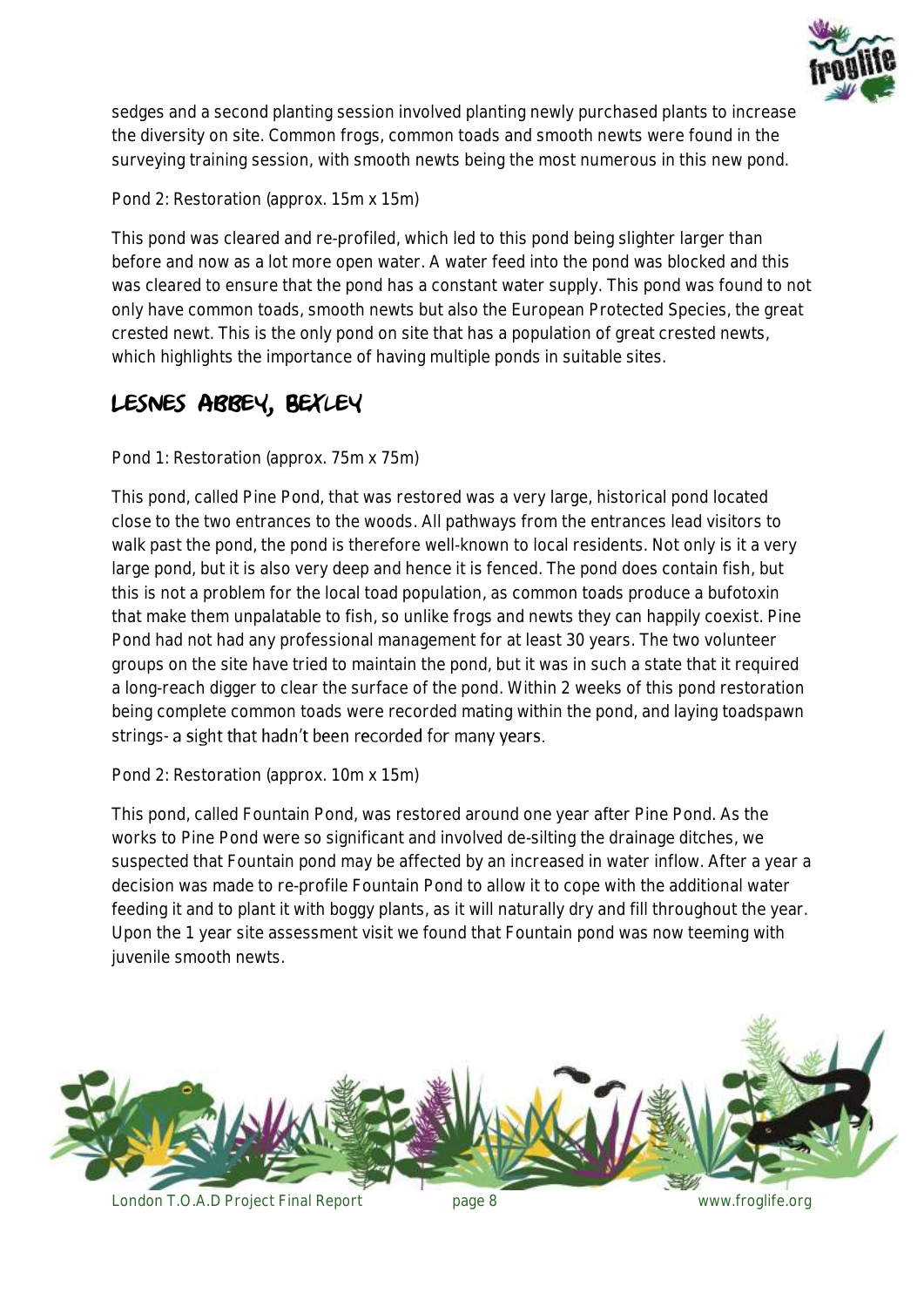sedges and a second planting session involved planting newly purchased plants to increase the diversity on site. Common frogs, common toads and smooth newts were found in the surveying training session, with smooth newts being the most numerous in this new pond.

Pond 2: Restoration (approx. 15m x 15m)

This pond was cleared and re-profiled, which led to this pond being slighter larger than before and now as a lot more open water. A water feed into the pond was blocked and this was cleared to ensure that the pond has a constant water supply. This pond was found to not only have common toads, smooth newts but also the European Protected Species, the great crested newt. This is the only pond on site that has a population of great crested newts, which highlights the importance of having multiple ponds in suitable sites.

## Lesnes Abbey, Bexley

Pond 1: Restoration (approx. 75m x 75m)

This pond, called Pine Pond, that was restored was a very large, historical pond located close to the two entrances to the woods. All pathways from the entrances lead visitors to walk past the pond, the pond is therefore well-known to local residents. Not only is it a very large pond, but it is also very deep and hence it is fenced. The pond does contain fish, but this is not a problem for the local toad population, as common toads produce a bufotoxin that make them unpalatable to fish, so unlike frogs and newts they can happily coexist. Pine Pond had not had any professional management for at least 30 years. The two volunteer groups on the site have tried to maintain the pond, but it was in such a state that it required a long-reach digger to clear the surface of the pond. Within 2 weeks of this pond restoration being complete common toads were recorded mating within the pond, and laying toadspawn strings- a sight that hadn't been recorded for many years.

Pond 2: Restoration (approx. 10m x 15m)

This pond, called Fountain Pond, was restored around one year after Pine Pond. As the works to Pine Pond were so significant and involved de-silting the drainage ditches, we suspected that Fountain pond may be affected by an increased in water inflow. After a year a decision was made to re-profile Fountain Pond to allow it to cope with the additional water feeding it and to plant it with boggy plants, as it will naturally dry and fill throughout the year. Upon the 1 year site assessment visit we found that Fountain pond was now teeming with juvenile smooth newts.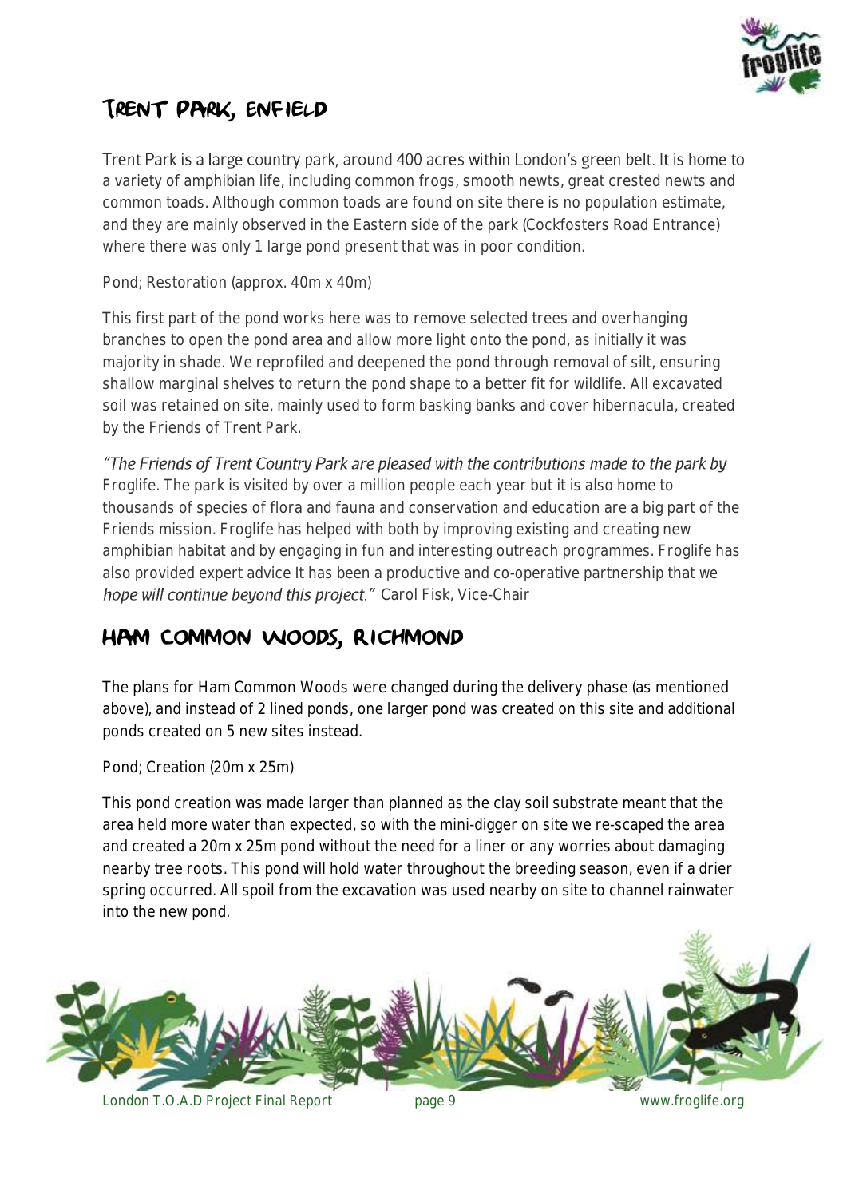## Trent Park, Enfield

Trent Park is a large country park, around 400 acres within London's green belt. It is home to a variety of amphibian life, including common frogs, smooth newts, great crested newts and common toads. Although common toads are found on site there is no population estimate, and they are mainly observed in the Eastern side of the park (Cockfosters Road Entrance) where there was only 1 large pond present that was in poor condition.

Pond; Restoration (approx. 40m x 40m)

This first part of the pond works here was to remove selected trees and overhanging branches to open the pond area and allow more light onto the pond, as initially it was majority in shade. We reprofiled and deepened the pond through removal of silt, ensuring shallow marginal shelves to return the pond shape to a better fit for wildlife. All excavated soil was retained on site, mainly used to form basking banks and cover hibernacula, created by the Friends of Trent Park.

*"The Friends of Trent Country Park are pleased with the contributions made to the park by* Froglife. The park is visited by over a million people each year but it is also home to thousands of species of flora and fauna and conservation and education are a big part of the Friends mission. Froglife has helped with both by improving existing and creating new amphibian habitat and by engaging in fun and interesting outreach programmes. Froglife has also provided expert advice It has been a productive and co-operative partnership that we *hope will continue beyond this project."* Carol Fisk, Vice-Chair

## Ham Common Woods, Richmond

The plans for Ham Common Woods were changed during the delivery phase (as mentioned above), and instead of 2 lined ponds, one larger pond was created on this site and additional ponds created on 5 new sites instead.

Pond; Creation (20m x 25m)

This pond creation was made larger than planned as the clay soil substrate meant that the area held more water than expected, so with the mini-digger on site we re-scaped the area and created a 20m x 25m pond without the need for a liner or any worries about damaging nearby tree roots. This pond will hold water throughout the breeding season, even if a drier spring occurred. All spoil from the excavation was used nearby on site to channel rainwater into the new pond.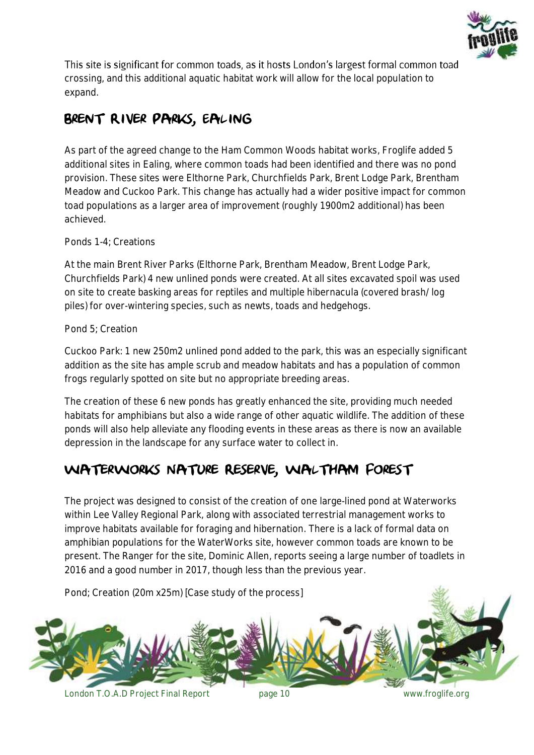This site is significant for common toads, as it hosts London's largest formal common toad crossing, and this additional aquatic habitat work will allow for the local population to expand.

## Brent River Parks, Ealing

As part of the agreed change to the Ham Common Woods habitat works, Froglife added 5 additional sites in Ealing, where common toads had been identified and there was no pond provision. These sites were Elthorne Park, Churchfields Park, Brent Lodge Park, Brentham Meadow and Cuckoo Park. This change has actually had a wider positive impact for common toad populations as a larger area of improvement (roughly 1900m2 additional) has been achieved.

Ponds 1-4; Creations

At the main Brent River Parks (Elthorne Park, Brentham Meadow, Brent Lodge Park, Churchfields Park) 4 new unlined ponds were created. At all sites excavated spoil was used on site to create basking areas for reptiles and multiple hibernacula (covered brash/ log piles) for over-wintering species, such as newts, toads and hedgehogs.

Pond 5; Creation

Cuckoo Park: 1 new 250m2 unlined pond added to the park, this was an especially significant addition as the site has ample scrub and meadow habitats and has a population of common frogs regularly spotted on site but no appropriate breeding areas.

The creation of these 6 new ponds has greatly enhanced the site, providing much needed habitats for amphibians but also a wide range of other aquatic wildlife. The addition of these ponds will also help alleviate any flooding events in these areas as there is now an available depression in the landscape for any surface water to collect in.

## Waterworks Nature Reserve, Waltham Forest

The project was designed to consist of the creation of one large-lined pond at Waterworks within Lee Valley Regional Park, along with associated terrestrial management works to improve habitats available for foraging and hibernation. There is a lack of formal data on amphibian populations for the WaterWorks site, however common toads are known to be present. The Ranger for the site, Dominic Allen, reports seeing a large number of toadlets in 2016 and a good number in 2017, though less than the previous year.

Pond; Creation (20m x25m) [Case study of the process]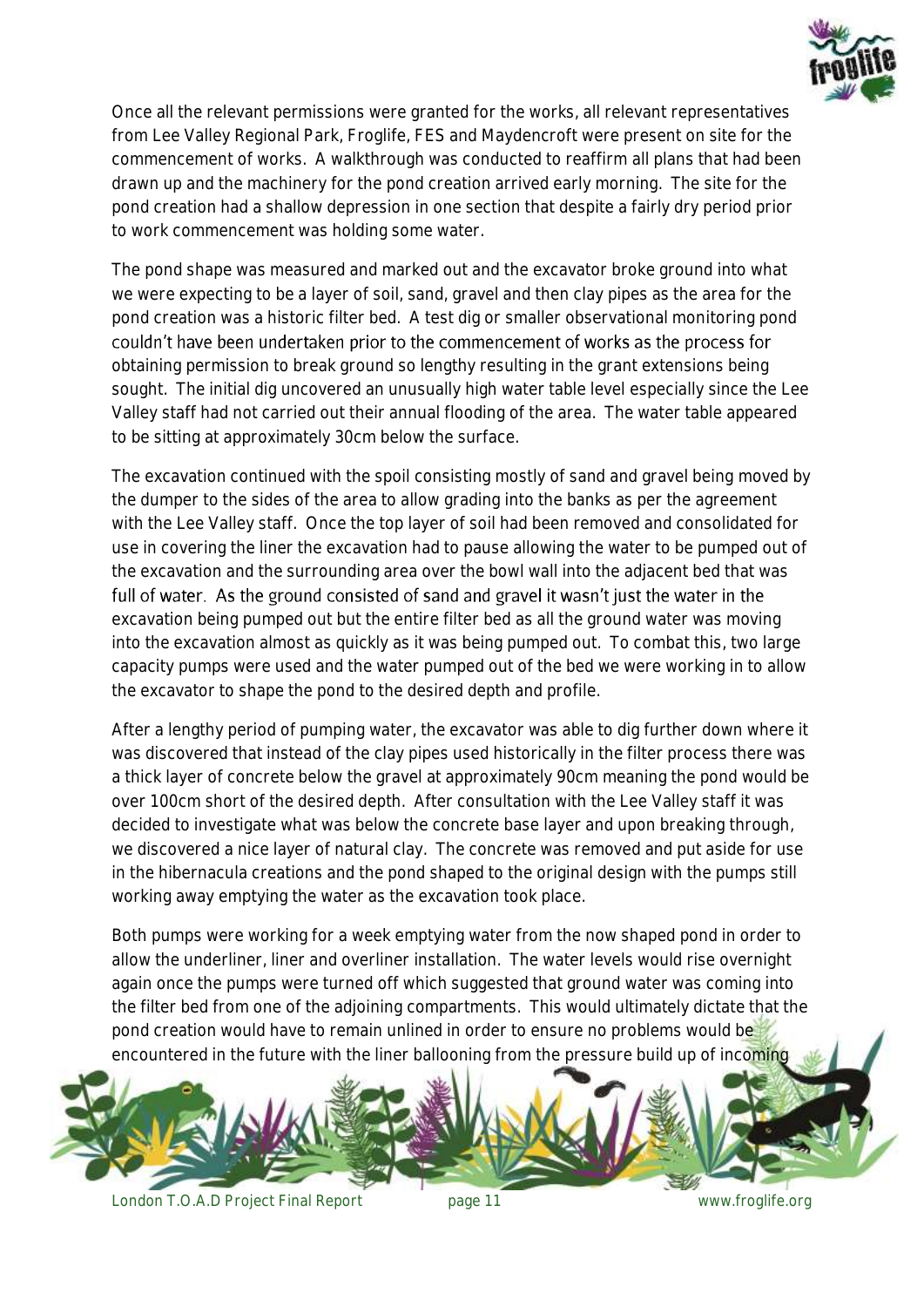Once all the relevant permissions were granted for the works, all relevant representatives from Lee Valley Regional Park, Froglife, FES and Maydencroft were present on site for the commencement of works. A walkthrough was conducted to reaffirm all plans that had been drawn up and the machinery for the pond creation arrived early morning. The site for the pond creation had a shallow depression in one section that despite a fairly dry period prior to work commencement was holding some water.

The pond shape was measured and marked out and the excavator broke ground into what we were expecting to be a layer of soil, sand, gravel and then clay pipes as the area for the pond creation was a historic filter bed. A test dig or smaller observational monitoring pond couldn't have been undertaken prior to the commencement of works as the process for obtaining permission to break ground so lengthy resulting in the grant extensions being sought. The initial dig uncovered an unusually high water table level especially since the Lee Valley staff had not carried out their annual flooding of the area. The water table appeared to be sitting at approximately 30cm below the surface.

The excavation continued with the spoil consisting mostly of sand and gravel being moved by the dumper to the sides of the area to allow grading into the banks as per the agreement with the Lee Valley staff. Once the top layer of soil had been removed and consolidated for use in covering the liner the excavation had to pause allowing the water to be pumped out of the excavation and the surrounding area over the bowl wall into the adjacent bed that was full of water. As the ground consisted of sand and gravel it wasn't just the water in the excavation being pumped out but the entire filter bed as all the ground water was moving into the excavation almost as quickly as it was being pumped out. To combat this, two large capacity pumps were used and the water pumped out of the bed we were working in to allow the excavator to shape the pond to the desired depth and profile.

After a lengthy period of pumping water, the excavator was able to dig further down where it was discovered that instead of the clay pipes used historically in the filter process there was a thick layer of concrete below the gravel at approximately 90cm meaning the pond would be over 100cm short of the desired depth. After consultation with the Lee Valley staff it was decided to investigate what was below the concrete base layer and upon breaking through, we discovered a nice layer of natural clay. The concrete was removed and put aside for use in the hibernacula creations and the pond shaped to the original design with the pumps still working away emptying the water as the excavation took place.

Both pumps were working for a week emptying water from the now shaped pond in order to allow the underliner, liner and overliner installation. The water levels would rise overnight again once the pumps were turned off which suggested that ground water was coming into the filter bed from one of the adjoining compartments. This would ultimately dictate that the pond creation would have to remain unlined in order to ensure no problems would be encountered in the future with the liner ballooning from the pressure build up of incoming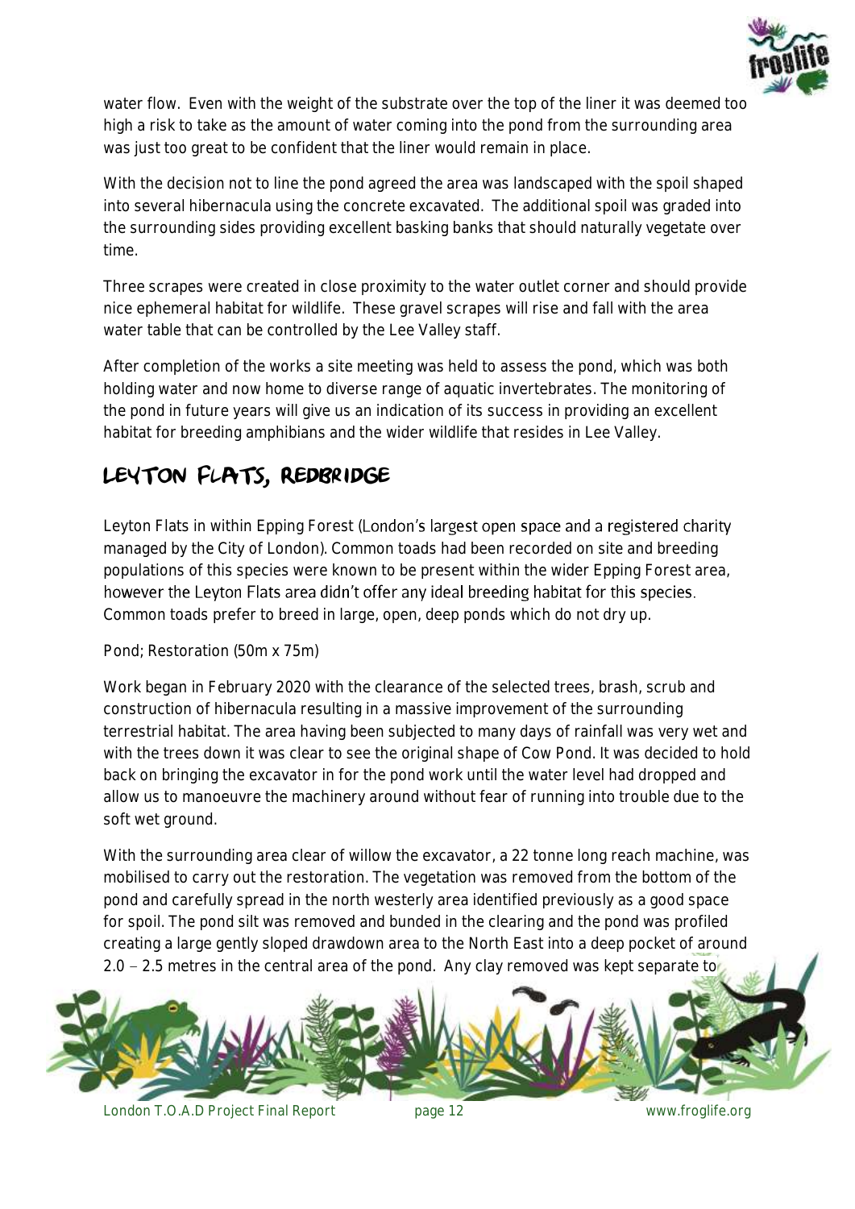water flow. Even with the weight of the substrate over the top of the liner it was deemed too high a risk to take as the amount of water coming into the pond from the surrounding area was just too great to be confident that the liner would remain in place.

With the decision not to line the pond agreed the area was landscaped with the spoil shaped into several hibernacula using the concrete excavated. The additional spoil was graded into the surrounding sides providing excellent basking banks that should naturally vegetate over time.

Three scrapes were created in close proximity to the water outlet corner and should provide nice ephemeral habitat for wildlife. These gravel scrapes will rise and fall with the area water table that can be controlled by the Lee Valley staff.

After completion of the works a site meeting was held to assess the pond, which was both holding water and now home to diverse range of aquatic invertebrates. The monitoring of the pond in future years will give us an indication of its success in providing an excellent habitat for breeding amphibians and the wider wildlife that resides in Lee Valley.

## Leyton Flats, Redbridge

Leyton Flats in within Epping Forest (London's largest open space and a registered charity managed by the City of London). Common toads had been recorded on site and breeding populations of this species were known to be present within the wider Epping Forest area, however the Leyton Flats area didn't offer any ideal breeding habitat for this species. Common toads prefer to breed in large, open, deep ponds which do not dry up.

Pond; Restoration (50m x 75m)

Work began in February 2020 with the clearance of the selected trees, brash, scrub and construction of hibernacula resulting in a massive improvement of the surrounding terrestrial habitat. The area having been subjected to many days of rainfall was very wet and with the trees down it was clear to see the original shape of Cow Pond. It was decided to hold back on bringing the excavator in for the pond work until the water level had dropped and allow us to manoeuvre the machinery around without fear of running into trouble due to the soft wet ground.

With the surrounding area clear of willow the excavator, a 22 tonne long reach machine, was mobilised to carry out the restoration. The vegetation was removed from the bottom of the pond and carefully spread in the north westerly area identified previously as a good space for spoil. The pond silt was removed and bunded in the clearing and the pond was profiled creating a large gently sloped drawdown area to the North East into a deep pocket of around 2.0 – 2.5 metres in the central area of the pond. Any clay removed was kept separate to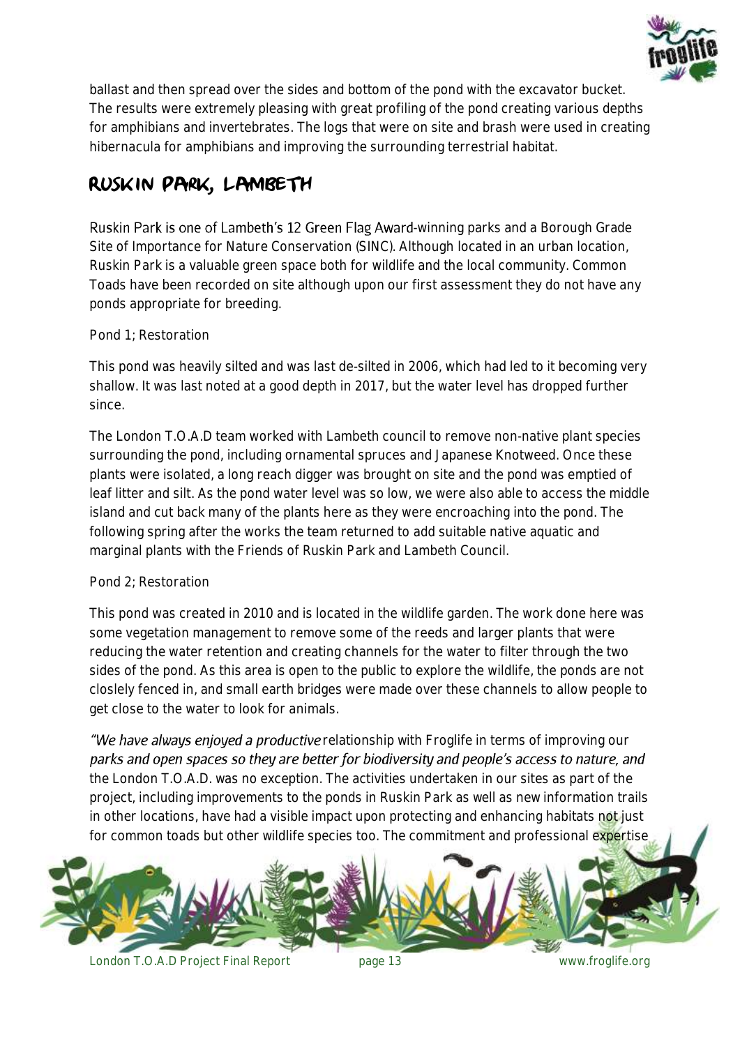ballast and then spread over the sides and bottom of the pond with the excavator bucket. The results were extremely pleasing with great profiling of the pond creating various depths for amphibians and invertebrates. The logs that were on site and brash were used in creating hibernacula for amphibians and improving the surrounding terrestrial habitat.

## RUSKIN PARK, LAMBETH

Ruskin Park is one of Lambeth's 12 Green Flag Award-winning parks and a Borough Grade Site of Importance for Nature Conservation (SINC). Although located in an urban location, Ruskin Park is a valuable green space both for wildlife and the local community. Common Toads have been recorded on site although upon our first assessment they do not have any ponds appropriate for breeding.

Pond 1; Restoration

This pond was heavily silted and was last de-silted in 2006, which had led to it becoming very shallow. It was last noted at a good depth in 2017, but the water level has dropped further since.

The London T.O.A.D team worked with Lambeth council to remove non-native plant species surrounding the pond, including ornamental spruces and Japanese Knotweed. Once these plants were isolated, a long reach digger was brought on site and the pond was emptied of leaf litter and silt. As the pond water level was so low, we were also able to access the middle island and cut back many of the plants here as they were encroaching into the pond. The following spring after the works the team returned to add suitable native aquatic and marginal plants with the Friends of Ruskin Park and Lambeth Council.

Pond 2; Restoration

This pond was created in 2010 and is located in the wildlife garden. The work done here was some vegetation management to remove some of the reeds and larger plants that were reducing the water retention and creating channels for the water to filter through the two sides of the pond. As this area is open to the public to explore the wildlife, the ponds are not closlely fenced in, and small earth bridges were made over these channels to allow people to get close to the water to look for animals.

*"We have always enjoyed a productive* relationship with Froglife in terms of improving our *parks and open spaces so they are better for biodiversity and people's access to nature, and* the London T.O.A.D. was no exception. The activities undertaken in our sites as part of the project, including improvements to the ponds in Ruskin Park as well as new information trails in other locations, have had a visible impact upon protecting and enhancing habitats not just for common toads but other wildlife species too. The commitment and professional expertise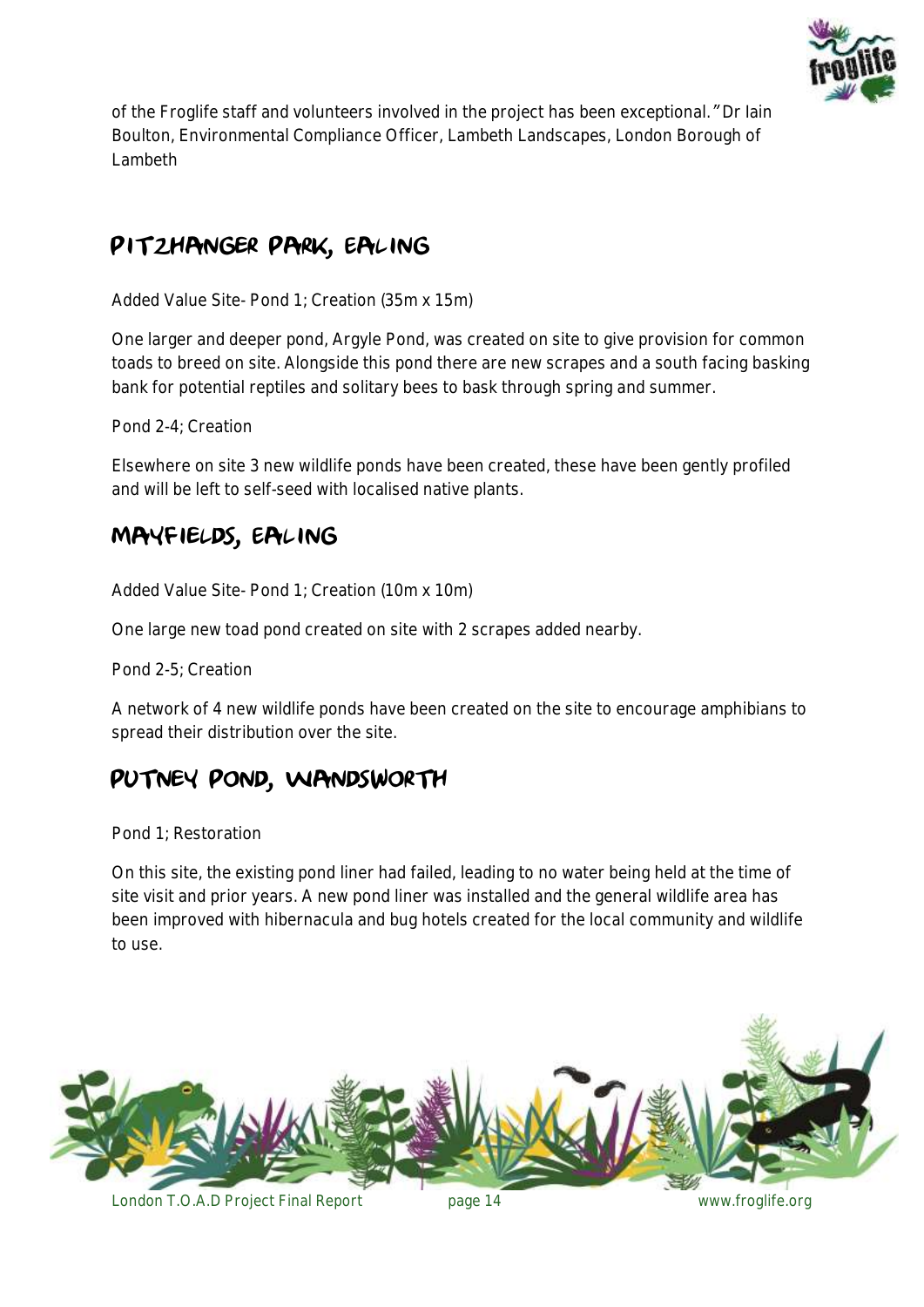of the Froglife staff and volunteers involved in the project has been exceptional." Dr Iain Boulton, Environmental Compliance Officer, Lambeth Landscapes, London Borough of Lambeth

## Pitzhanger Park, Ealing

Added Value Site- Pond 1; Creation (35m x 15m)

One larger and deeper pond, Argyle Pond, was created on site to give provision for common toads to breed on site. Alongside this pond there are new scrapes and a south facing basking bank for potential reptiles and solitary bees to bask through spring and summer.

Pond 2-4; Creation

Elsewhere on site 3 new wildlife ponds have been created, these have been gently profiled and will be left to self-seed with localised native plants.

## Mayfields, Ealing

Added Value Site- Pond 1; Creation (10m x 10m)

One large new toad pond created on site with 2 scrapes added nearby.

Pond 2-5; Creation

A network of 4 new wildlife ponds have been created on the site to encourage amphibians to spread their distribution over the site.

## Putney Pond, Wandsworth

Pond 1; Restoration

On this site, the existing pond liner had failed, leading to no water being held at the time of site visit and prior years. A new pond liner was installed and the general wildlife area has been improved with hibernacula and bug hotels created for the local community and wildlife to use.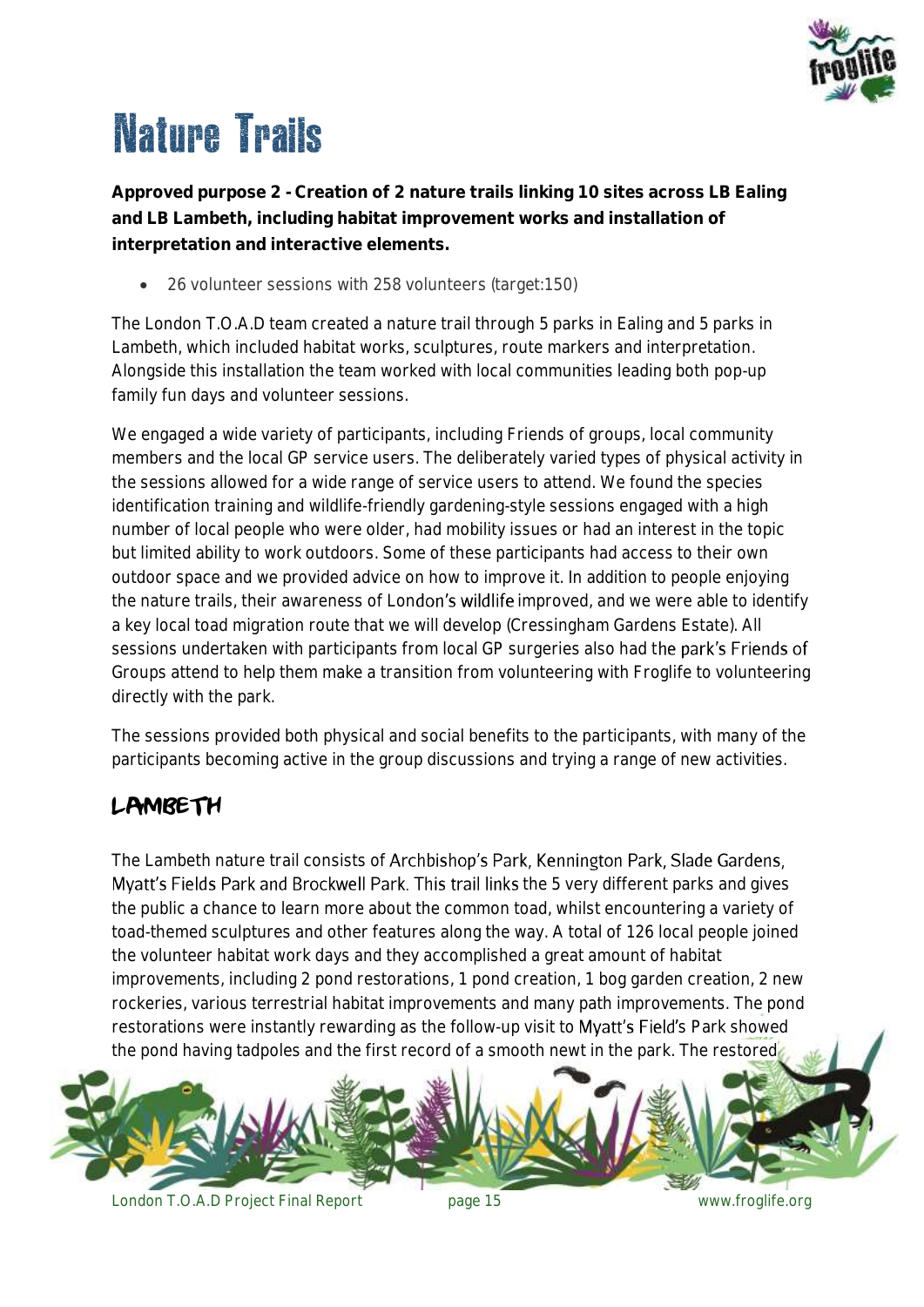# Nature Trails

**Approved purpose 2 - Creation of 2 nature trails linking 10 sites across LB Ealing and LB Lambeth, including habitat improvement works and installation of interpretation and interactive elements.**

- 26 volunteer sessions with 258 volunteers (target:150)

The London T.O.A.D team created a nature trail through 5 parks in Ealing and 5 parks in Lambeth, which included habitat works, sculptures, route markers and interpretation. Alongside this installation the team worked with local communities leading both pop-up family fun days and volunteer sessions.

We engaged a wide variety of participants, including Friends of groups, local community members and the local GP service users. The deliberately varied types of physical activity in the sessions allowed for a wide range of service users to attend. We found the species identification training and wildlife-friendly gardening-style sessions engaged with a high number of local people who were older, had mobility issues or had an interest in the topic but limited ability to work outdoors. Some of these participants had access to their own outdoor space and we provided advice on how to improve it. In addition to people enjoying the nature trails, their awareness of London's wildlife improved, and we were able to identify a key local toad migration route that we will develop (Cressingham Gardens Estate). All sessions undertaken with participants from local GP surgeries also had the park's Friends of Groups attend to help them make a transition from volunteering with Froglife to volunteering directly with the park.

The sessions provided both physical and social benefits to the participants, with many of the participants becoming active in the group discussions and trying a range of new activities.

## LAMBETH

The Lambeth nature trail consists of Archbishop's Park, Kennington Park, Slade Gardens, Myatt's Fields Park and Brockwell Park. This trail links the 5 very different parks and gives the public a chance to learn more about the common toad, whilst encountering a variety of toad-themed sculptures and other features along the way. A total of 126 local people joined the volunteer habitat work days and they accomplished a great amount of habitat improvements, including 2 pond restorations, 1 pond creation, 1 bog garden creation, 2 new rockeries, various terrestrial habitat improvements and many path improvements. The pond restorations were instantly rewarding as the follow-up visit to Myatt's Field's Park showed the pond having tadpoles and the first record of a smooth newt in the park. The restored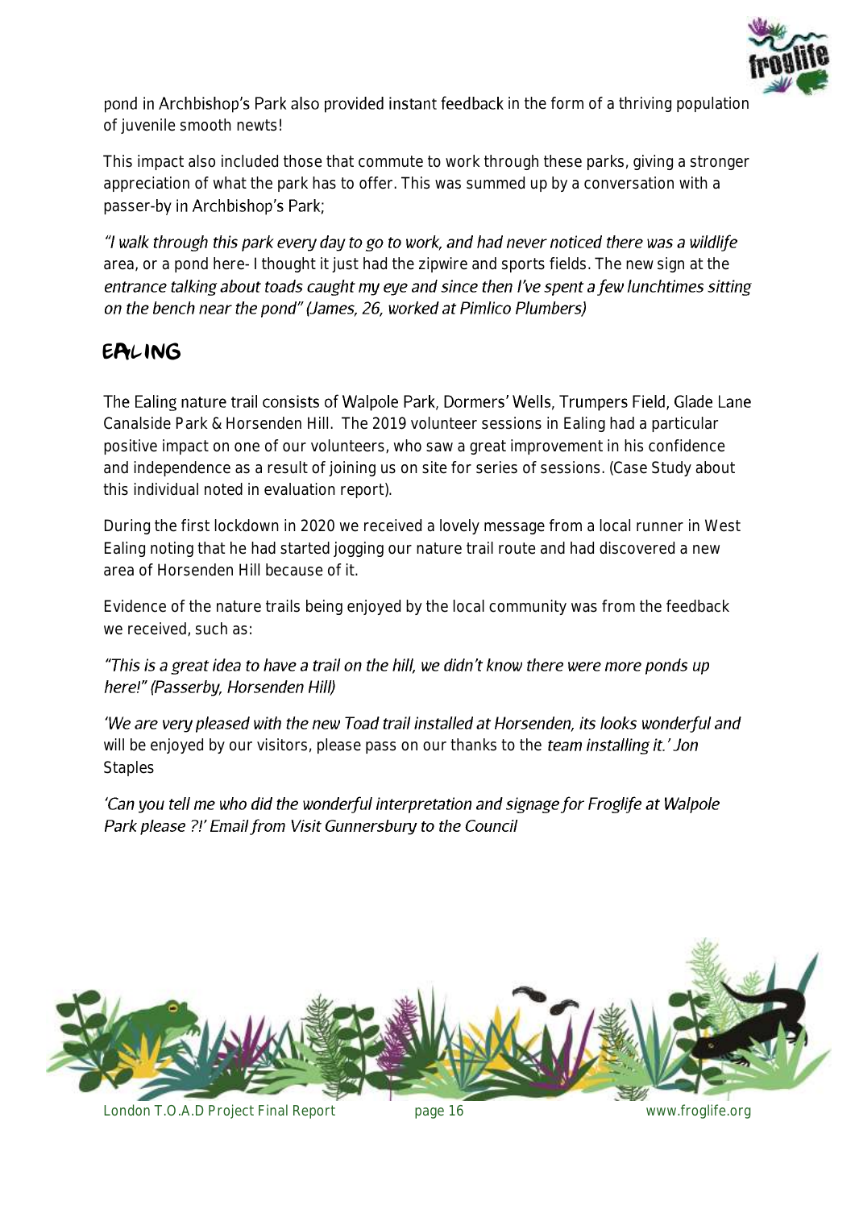pond in Archbishop's Park also provided instant feedback in the form of a thriving population of juvenile smooth newts!

This impact also included those that commute to work through these parks, giving a stronger appreciation of what the park has to offer. This was summed up by a conversation with a passer-by in Archbishop's Park;

*"I walk through this park every day to go to work, and had never noticed there was a wildlife area, or a pond here- I thought it just had the zipwire and sports fields. The new sign at the entrance talking about toads caught my eye and since then I've spent a few lunchtimes sitting on the bench near the pond" (James, 26, worked at Pimlico Plumbers)*

## EALING

The Ealing nature trail consists of Walpole Park, Dormers' Wells, Trumpers Field, Glade Lane Canalside Park & Horsenden Hill. The 2019 volunteer sessions in Ealing had a particular positive impact on one of our volunteers, who saw a great improvement in his confidence and independence as a result of joining us on site for series of sessions. (Case Study about this individual noted in evaluation report).

During the first lockdown in 2020 we received a lovely message from a local runner in West Ealing noting that he had started jogging our nature trail route and had discovered a new area of Horsenden Hill because of it.

Evidence of the nature trails being enjoyed by the local community was from the feedback we received, such as:

*"This is a great idea to have a trail on the hill, we didn't know there were more ponds up here!" (Passerby, Horsenden Hill)*

*'We are very pleased with the new Toad trail installed at Horsenden, its looks wonderful and will be enjoyed by our visitors, please pass on our thanks to the team installing it.' Jon Staples*

*'Can you tell me who did the wonderful interpretation and signage for Froglife at Walpole Park please ?!' Email from Visit Gunnersbury to the Council*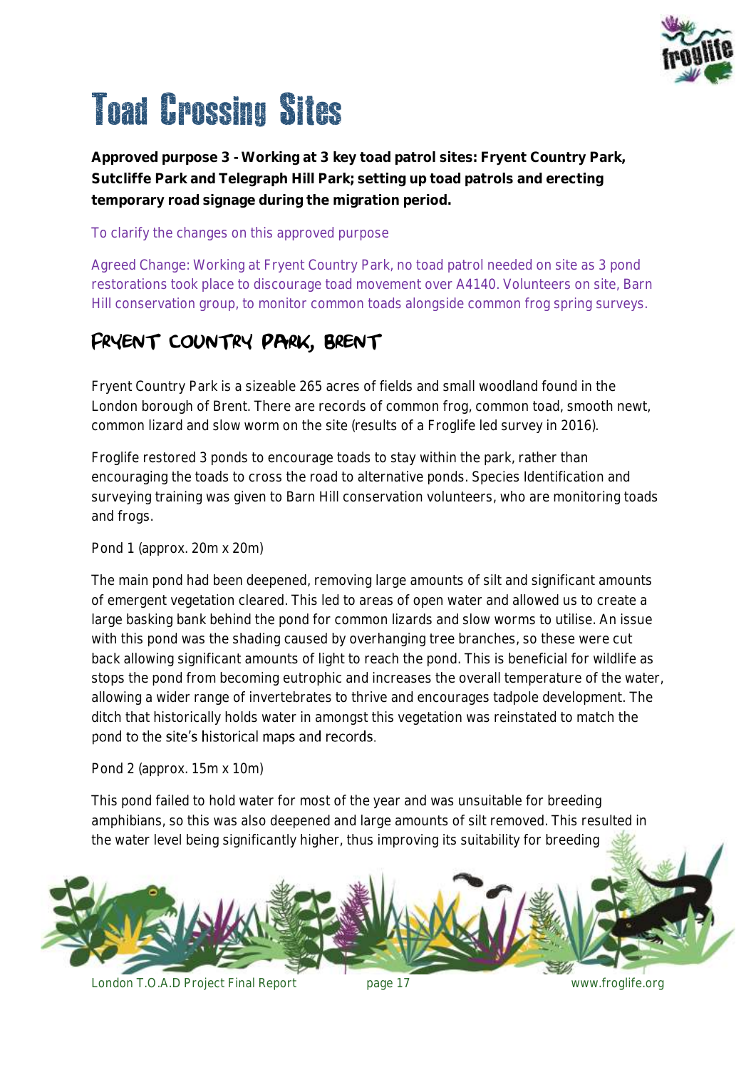# Toad Crossing Sites

**Approved purpose 3 - Working at 3 key toad patrol sites: Fryent Country Park, Sutcliffe Park and Telegraph Hill Park; setting up toad patrols and erecting temporary road signage during the migration period.**

To clarify the changes on this approved purpose

Agreed Change: Working at Fryent Country Park, no toad patrol needed on site as 3 pond restorations took place to discourage toad movement over A4140. Volunteers on site, Barn Hill conservation group, to monitor common toads alongside common frog spring surveys.

## FRYENT COUNTRY PARK, BRENT

Fryent Country Park is a sizeable 265 acres of fields and small woodland found in the London borough of Brent. There are records of common frog, common toad, smooth newt, common lizard and slow worm on the site (results of a Froglife led survey in 2016).

Froglife restored 3 ponds to encourage toads to stay within the park, rather than encouraging the toads to cross the road to alternative ponds. Species Identification and surveying training was given to Barn Hill conservation volunteers, who are monitoring toads and frogs.

Pond 1 (approx. 20m x 20m)

The main pond had been deepened, removing large amounts of silt and significant amounts of emergent vegetation cleared. This led to areas of open water and allowed us to create a large basking bank behind the pond for common lizards and slow worms to utilise. An issue with this pond was the shading caused by overhanging tree branches, so these were cut back allowing significant amounts of light to reach the pond. This is beneficial for wildlife as stops the pond from becoming eutrophic and increases the overall temperature of the water, allowing a wider range of invertebrates to thrive and encourages tadpole development. The ditch that historically holds water in amongst this vegetation was reinstated to match the pond to the site's historical maps and records.

Pond 2 (approx. 15m x 10m)

This pond failed to hold water for most of the year and was unsuitable for breeding amphibians, so this was also deepened and large amounts of silt removed. This resulted in the water level being significantly higher, thus improving its suitability for breeding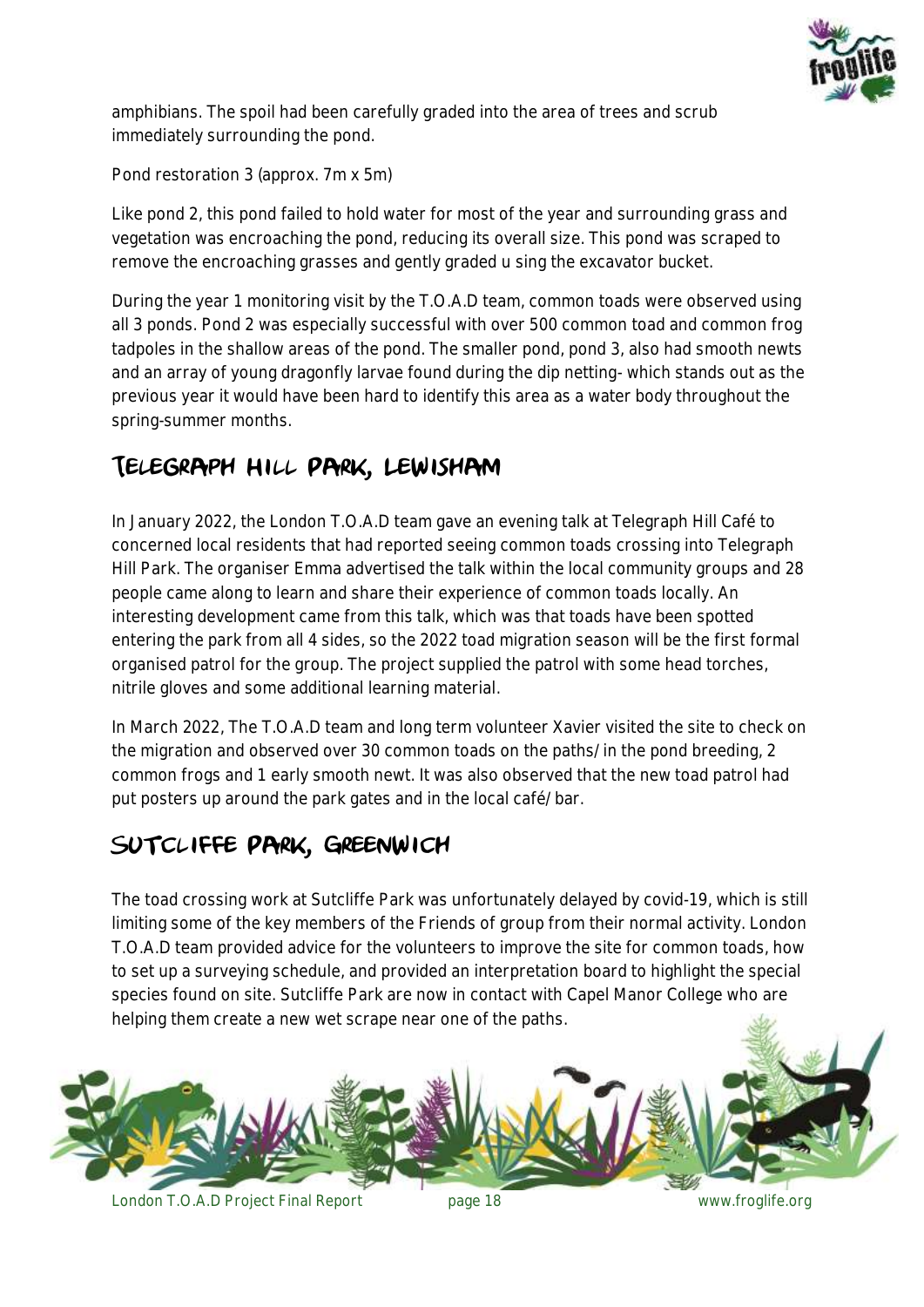amphibians. The spoil had been carefully graded into the area of trees and scrub immediately surrounding the pond.

Pond restoration 3 (approx. 7m x 5m)

Like pond 2, this pond failed to hold water for most of the year and surrounding grass and vegetation was encroaching the pond, reducing its overall size. This pond was scraped to remove the encroaching grasses and gently graded u sing the excavator bucket.

During the year 1 monitoring visit by the T.O.A.D team, common toads were observed using all 3 ponds. Pond 2 was especially successful with over 500 common toad and common frog tadpoles in the shallow areas of the pond. The smaller pond, pond 3, also had smooth newts and an array of young dragonfly larvae found during the dip netting- which stands out as the previous year it would have been hard to identify this area as a water body throughout the spring-summer months.

## Telegraph Hill Park, Lewisham

In January 2022, the London T.O.A.D team gave an evening talk at Telegraph Hill Café to concerned local residents that had reported seeing common toads crossing into Telegraph Hill Park. The organiser Emma advertised the talk within the local community groups and 28 people came along to learn and share their experience of common toads locally. An interesting development came from this talk, which was that toads have been spotted entering the park from all 4 sides, so the 2022 toad migration season will be the first formal organised patrol for the group. The project supplied the patrol with some head torches, nitrile gloves and some additional learning material.

In March 2022, The T.O.A.D team and long term volunteer Xavier visited the site to check on the migration and observed over 30 common toads on the paths/ in the pond breeding, 2 common frogs and 1 early smooth newt. It was also observed that the new toad patrol had put posters up around the park gates and in the local café/ bar.

## Sutcliffe Park, Greenwich

The toad crossing work at Sutcliffe Park was unfortunately delayed by covid-19, which is still limiting some of the key members of the Friends of group from their normal activity. London T.O.A.D team provided advice for the volunteers to improve the site for common toads, how to set up a surveying schedule, and provided an interpretation board to highlight the special species found on site. Sutcliffe Park are now in contact with Capel Manor College who are helping them create a new wet scrape near one of the paths.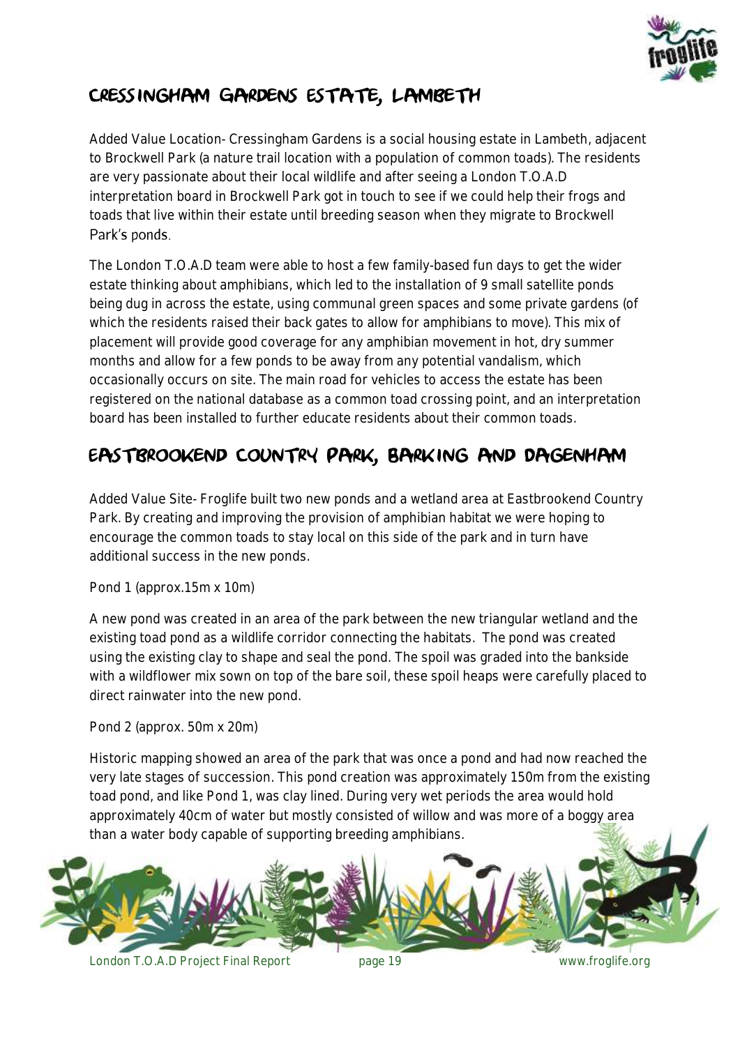## Cressingham Gardens Estate, Lambeth

Added Value Location- Cressingham Gardens is a social housing estate in Lambeth, adjacent to Brockwell Park (a nature trail location with a population of common toads). The residents are very passionate about their local wildlife and after seeing a London T.O.A.D interpretation board in Brockwell Park got in touch to see if we could help their frogs and toads that live within their estate until breeding season when they migrate to Brockwell Park's ponds.

The London T.O.A.D team were able to host a few family-based fun days to get the wider estate thinking about amphibians, which led to the installation of 9 small satellite ponds being dug in across the estate, using communal green spaces and some private gardens (of which the residents raised their back gates to allow for amphibians to move). This mix of placement will provide good coverage for any amphibian movement in hot, dry summer months and allow for a few ponds to be away from any potential vandalism, which occasionally occurs on site. The main road for vehicles to access the estate has been registered on the national database as a common toad crossing point, and an interpretation board has been installed to further educate residents about their common toads.

## Eastbrookend Country Park, Barking and Dagenham

Added Value Site- Froglife built two new ponds and a wetland area at Eastbrookend Country Park. By creating and improving the provision of amphibian habitat we were hoping to encourage the common toads to stay local on this side of the park and in turn have additional success in the new ponds.

Pond 1 (approx.15m x 10m)

A new pond was created in an area of the park between the new triangular wetland and the existing toad pond as a wildlife corridor connecting the habitats. The pond was created using the existing clay to shape and seal the pond. The spoil was graded into the bankside with a wildflower mix sown on top of the bare soil, these spoil heaps were carefully placed to direct rainwater into the new pond.

Pond 2 (approx. 50m x 20m)

Historic mapping showed an area of the park that was once a pond and had now reached the very late stages of succession. This pond creation was approximately 150m from the existing toad pond, and like Pond 1, was clay lined. During very wet periods the area would hold approximately 40cm of water but mostly consisted of willow and was more of a boggy area than a water body capable of supporting breeding amphibians.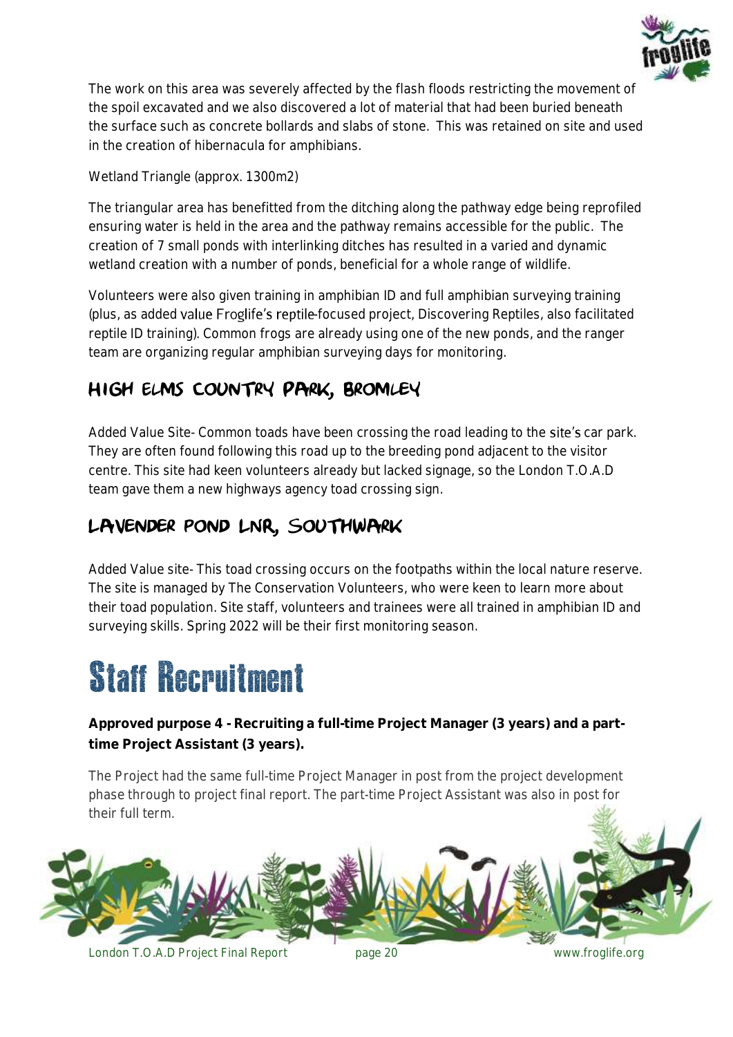The work on this area was severely affected by the flash floods restricting the movement of the spoil excavated and we also discovered a lot of material that had been buried beneath the surface such as concrete bollards and slabs of stone. This was retained on site and used in the creation of hibernacula for amphibians.

Wetland Triangle (approx. 1300m2)

The triangular area has benefitted from the ditching along the pathway edge being reprofiled ensuring water is held in the area and the pathway remains accessible for the public. The creation of 7 small ponds with interlinking ditches has resulted in a varied and dynamic wetland creation with a number of ponds, beneficial for a whole range of wildlife.

Volunteers were also given training in amphibian ID and full amphibian surveying training (plus, as added value Froglife's reptile-focused project, Discovering Reptiles, also facilitated reptile ID training). Common frogs are already using one of the new ponds, and the ranger team are organizing regular amphibian surveying days for monitoring.

## HIGH ELMS COUNTRY PARK, BROMLEY

Added Value Site- Common toads have been crossing the road leading to the site's car park. They are often found following this road up to the breeding pond adjacent to the visitor centre. This site had keen volunteers already but lacked signage, so the London T.O.A.D team gave them a new highways agency toad crossing sign.

## LAVENDER POND LNR, SOUTHWARK

Added Value site- This toad crossing occurs on the footpaths within the local nature reserve. The site is managed by The Conservation Volunteers, who were keen to learn more about their toad population. Site staff, volunteers and trainees were all trained in amphibian ID and surveying skills. Spring 2022 will be their first monitoring season.

# Staff Recruitment

**Approved purpose 4 - Recruiting a full-time Project Manager (3 years) and a part-time Project Assistant (3 years).**

The Project had the same full-time Project Manager in post from the project development phase through to project final report. The part-time Project Assistant was also in post for their full term.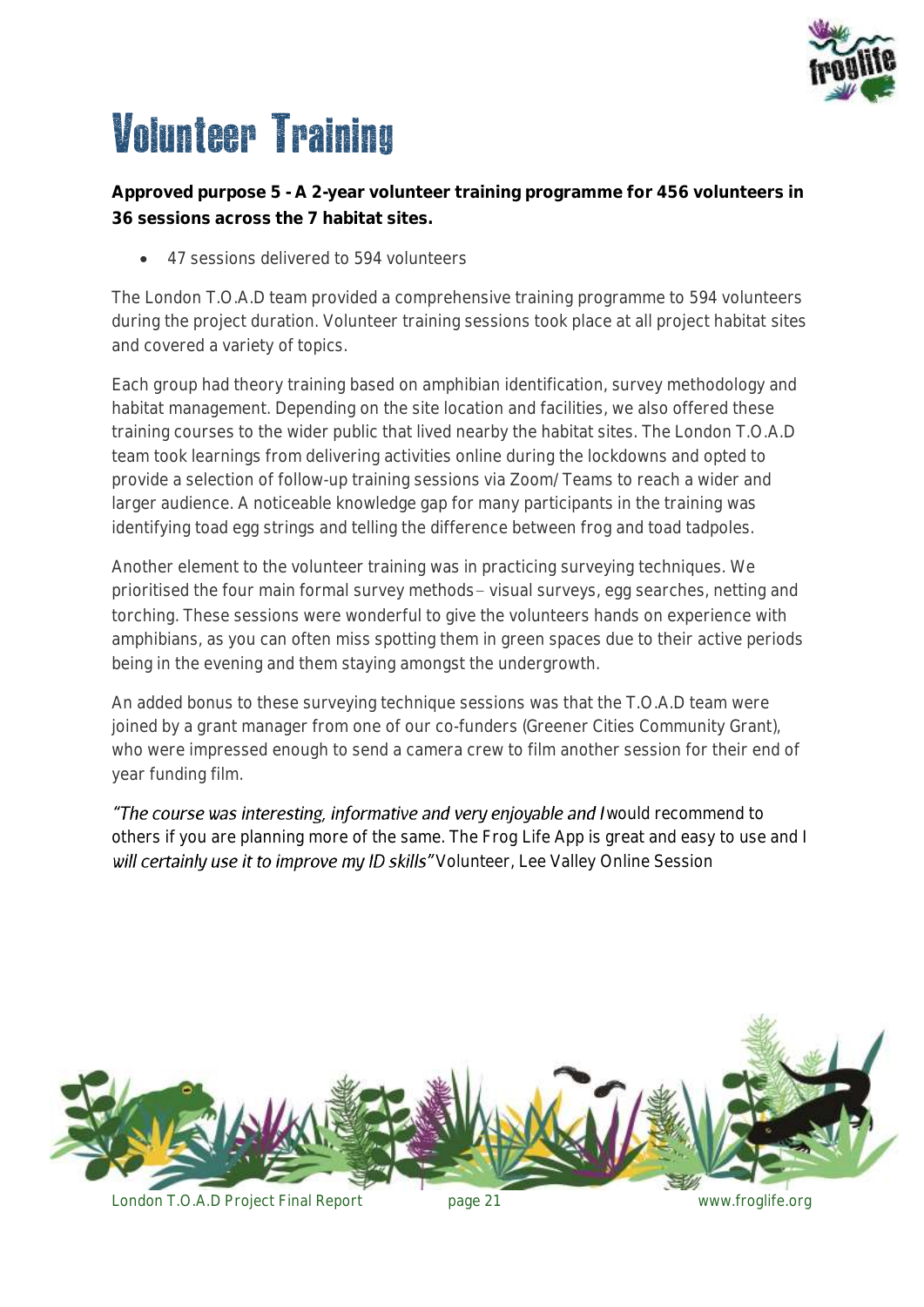# Volunteer Training

**Approved purpose 5 - A 2-year volunteer training programme for 456 volunteers in 36 sessions across the 7 habitat sites.**

- 47 sessions delivered to 594 volunteers

The London T.O.A.D team provided a comprehensive training programme to 594 volunteers during the project duration. Volunteer training sessions took place at all project habitat sites and covered a variety of topics.

Each group had theory training based on amphibian identification, survey methodology and habitat management. Depending on the site location and facilities, we also offered these training courses to the wider public that lived nearby the habitat sites. The London T.O.A.D team took learnings from delivering activities online during the lockdowns and opted to provide a selection of follow-up training sessions via Zoom/Teams to reach a wider and larger audience. A noticeable knowledge gap for many participants in the training was identifying toad egg strings and telling the difference between frog and toad tadpoles.

Another element to the volunteer training was in practicing surveying techniques. We prioritised the four main formal survey methods – visual surveys, egg searches, netting and torching. These sessions were wonderful to give the volunteers hands on experience with amphibians, as you can often miss spotting them in green spaces due to their active periods being in the evening and them staying amongst the undergrowth.

An added bonus to these surveying technique sessions was that the T.O.A.D team were joined by a grant manager from one of our co-funders (Greener Cities Community Grant), who were impressed enough to send a camera crew to film another session for their end of year funding film.

*"The course was interesting, informative and very enjoyable and I* would recommend to others if you are planning more of the same. The Frog Life App is great and easy to use and I *will certainly use it to improve my ID skills"* Volunteer, Lee Valley Online Session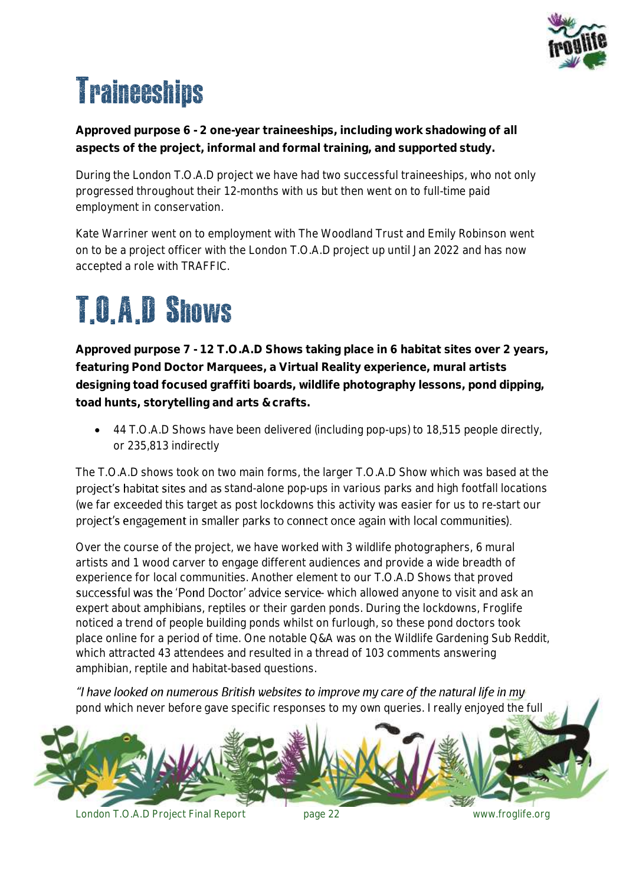# Traineeships

**Approved purpose 6 - 2 one-year traineeships, including work shadowing of all aspects of the project, informal and formal training, and supported study.**

During the London T.O.A.D project we have had two successful traineeships, who not only progressed throughout their 12-months with us but then went on to full-time paid employment in conservation.

Kate Warriner went on to employment with The Woodland Trust and Emily Robinson went on to be a project officer with the London T.O.A.D project up until Jan 2022 and has now accepted a role with TRAFFIC.

# T.O.A.D Shows

**Approved purpose 7 - 12 T.O.A.D Shows taking place in 6 habitat sites over 2 years, featuring Pond Doctor Marquees, a Virtual Reality experience, mural artists designing toad focused graffiti boards, wildlife photography lessons, pond dipping, toad hunts, storytelling and arts & crafts.**

- 44 T.O.A.D Shows have been delivered (including pop-ups) to 18,515 people directly, or 235,813 indirectly

The T.O.A.D shows took on two main forms, the larger T.O.A.D Show which was based at the project's habitat sites and as stand-alone pop-ups in various parks and high footfall locations (we far exceeded this target as post lockdowns this activity was easier for us to re-start our project's engagement in smaller parks to connect once again with local communities).

Over the course of the project, we have worked with 3 wildlife photographers, 6 mural artists and 1 wood carver to engage different audiences and provide a wide breadth of experience for local communities. Another element to our T.O.A.D Shows that proved successful was the 'Pond Doctor' advice service- which allowed anyone to visit and ask an expert about amphibians, reptiles or their garden ponds. During the lockdowns, Froglife noticed a trend of people building ponds whilst on furlough, so these pond doctors took place online for a period of time. One notable Q&A was on the Wildlife Gardening Sub Reddit, which attracted 43 attendees and resulted in a thread of 103 comments answering amphibian, reptile and habitat-based questions.

*"I have looked on numerous British websites to improve my care of the natural life in my* pond which never before gave specific responses to my own queries. I really enjoyed the full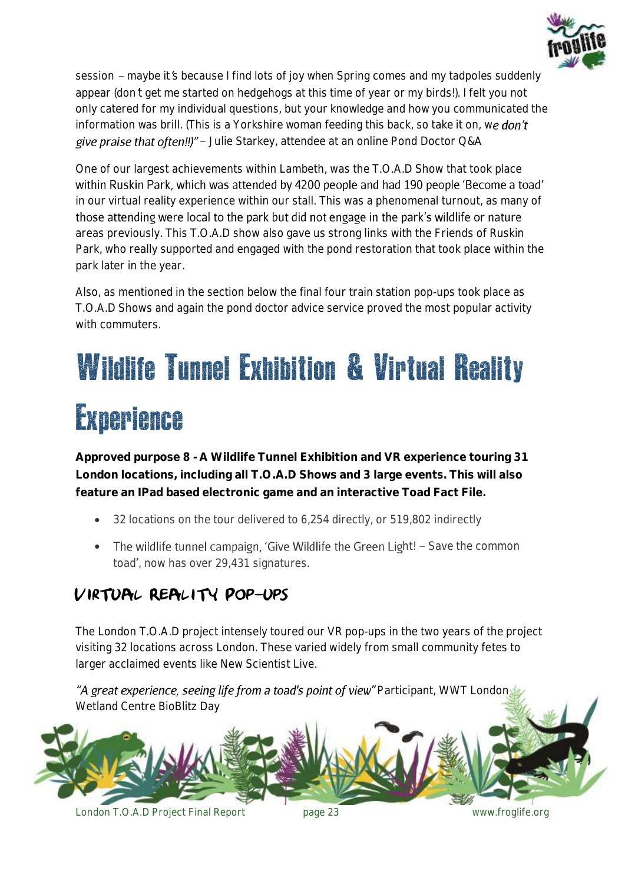session – maybe it's because I find lots of joy when Spring comes and my tadpoles suddenly appear (don't get me started on hedgehogs at this time of year or my birds!). I felt you not only catered for my individual questions, but your knowledge and how you communicated the information was brill. (This is a Yorkshire woman feeding this back, so take it on, *we don't give praise that often!!)"* – Julie Starkey, attendee at an online Pond Doctor Q&A

One of our largest achievements within Lambeth, was the T.O.A.D Show that took place within Ruskin Park, which was attended by 4200 people and had 190 people 'Become a toad' in our virtual reality experience within our stall. This was a phenomenal turnout, as many of those attending were local to the park but did not engage in the park's wildlife or nature areas previously. This T.O.A.D show also gave us strong links with the Friends of Ruskin Park, who really supported and engaged with the pond restoration that took place within the park later in the year.

Also, as mentioned in the section below the final four train station pop-ups took place as T.O.A.D Shows and again the pond doctor advice service proved the most popular activity with commuters.

# Wildlife Tunnel Exhibition & Virtual Reality Experience

**Approved purpose 8 - A Wildlife Tunnel Exhibition and VR experience touring 31 London locations, including all T.O.A.D Shows and 3 large events. This will also feature an IPad based electronic game and an interactive Toad Fact File.**

- 32 locations on the tour delivered to 6,254 directly, or 519,802 indirectly
- The wildlife tunnel campaign, 'Give Wildlife the Green Light! – Save the common toad', now has over 29,431 signatures.

## Virtual Reality Pop-ups

The London T.O.A.D project intensely toured our VR pop-ups in the two years of the project visiting 32 locations across London. These varied widely from small community fetes to larger acclaimed events like New Scientist Live.

*"A great experience, seeing life from a toad's point of view"* Participant, WWT London Wetland Centre BioBlitz Day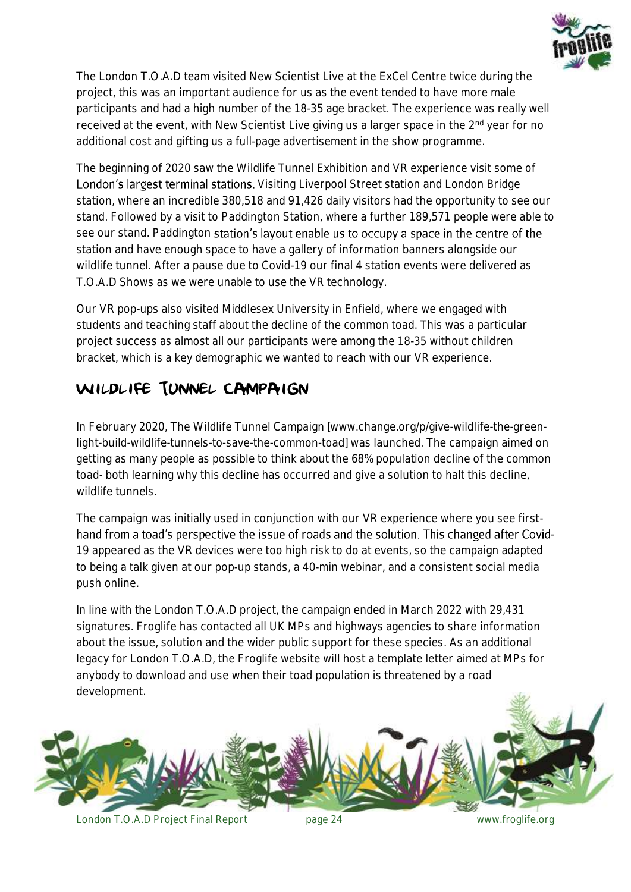The London T.O.A.D team visited New Scientist Live at the ExCel Centre twice during the project, this was an important audience for us as the event tended to have more male participants and had a high number of the 18-35 age bracket. The experience was really well received at the event, with New Scientist Live giving us a larger space in the 2nd year for no additional cost and gifting us a full-page advertisement in the show programme.

The beginning of 2020 saw the Wildlife Tunnel Exhibition and VR experience visit some of London's largest terminal stations. Visiting Liverpool Street station and London Bridge station, where an incredible 380,518 and 91,426 daily visitors had the opportunity to see our stand. Followed by a visit to Paddington Station, where a further 189,571 people were able to see our stand. Paddington station's layout enable us to occupy a space in the centre of the station and have enough space to have a gallery of information banners alongside our wildlife tunnel. After a pause due to Covid-19 our final 4 station events were delivered as T.O.A.D Shows as we were unable to use the VR technology.

Our VR pop-ups also visited Middlesex University in Enfield, where we engaged with students and teaching staff about the decline of the common toad. This was a particular project success as almost all our participants were among the 18-35 without children bracket, which is a key demographic we wanted to reach with our VR experience.

## Wildlife Tunnel Campaign

In February 2020, The Wildlife Tunnel Campaign [www.change.org/p/give-wildlife-the-green-light-build-wildlife-tunnels-to-save-the-common-toad] was launched. The campaign aimed on getting as many people as possible to think about the 68% population decline of the common toad- both learning why this decline has occurred and give a solution to halt this decline, wildlife tunnels.

The campaign was initially used in conjunction with our VR experience where you see first-hand from a toad's perspective the issue of roads and the solution. This changed after Covid-19 appeared as the VR devices were too high risk to do at events, so the campaign adapted to being a talk given at our pop-up stands, a 40-min webinar, and a consistent social media push online.

In line with the London T.O.A.D project, the campaign ended in March 2022 with 29,431 signatures. Froglife has contacted all UK MPs and highways agencies to share information about the issue, solution and the wider public support for these species. As an additional legacy for London T.O.A.D, the Froglife website will host a template letter aimed at MPs for anybody to download and use when their toad population is threatened by a road development.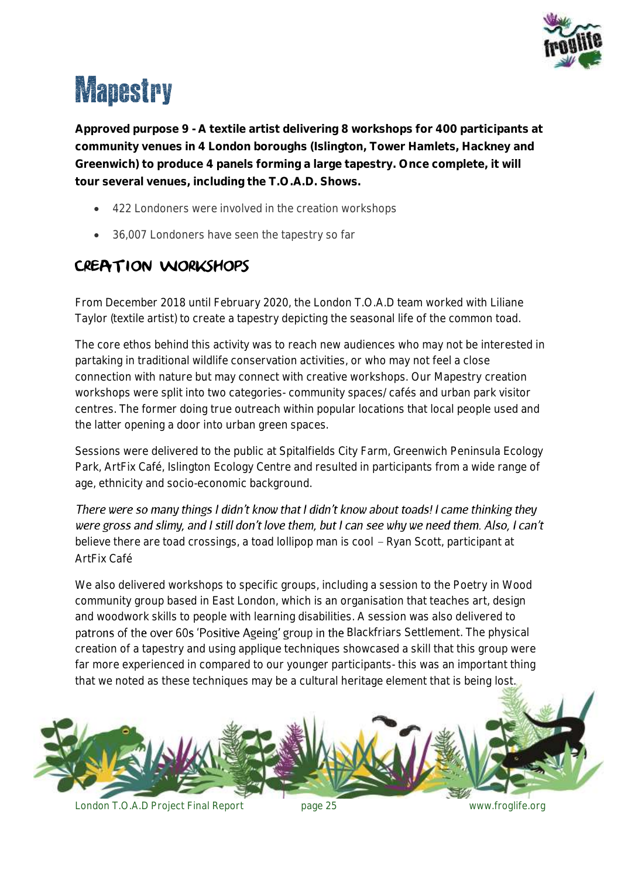# Mapestry

**Approved purpose 9 - A textile artist delivering 8 workshops for 400 participants at community venues in 4 London boroughs (Islington, Tower Hamlets, Hackney and Greenwich) to produce 4 panels forming a large tapestry. Once complete, it will tour several venues, including the T.O.A.D. Shows.**

- 422 Londoners were involved in the creation workshops
- 36,007 Londoners have seen the tapestry so far

## Creation Workshops

From December 2018 until February 2020, the London T.O.A.D team worked with Liliane Taylor (textile artist) to create a tapestry depicting the seasonal life of the common toad.

The core ethos behind this activity was to reach new audiences who may not be interested in partaking in traditional wildlife conservation activities, or who may not feel a close connection with nature but may connect with creative workshops. Our Mapestry creation workshops were split into two categories- community spaces/ cafés and urban park visitor centres. The former doing true outreach within popular locations that local people used and the latter opening a door into urban green spaces.

Sessions were delivered to the public at Spitalfields City Farm, Greenwich Peninsula Ecology Park, ArtFix Café, Islington Ecology Centre and resulted in participants from a wide range of age, ethnicity and socio-economic background.

*There were so many things I didn't know that I didn't know about toads! I came thinking they were gross and slimy, and I still don't love them, but I can see why we need them. Also, I can't* believe there are toad crossings, a toad lollipop man is cool – Ryan Scott, participant at ArtFix Café

We also delivered workshops to specific groups, including a session to the Poetry in Wood community group based in East London, which is an organisation that teaches art, design and woodwork skills to people with learning disabilities. A session was also delivered to patrons of the over 60s 'Positive Ageing' group in the Blackfriars Settlement. The physical creation of a tapestry and using applique techniques showcased a skill that this group were far more experienced in compared to our younger participants- this was an important thing that we noted as these techniques may be a cultural heritage element that is being lost.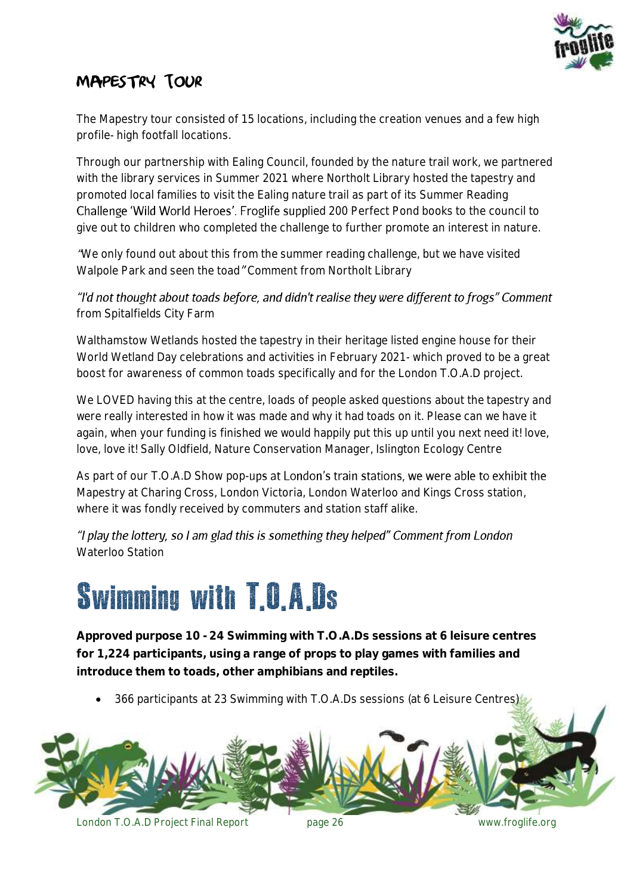## Mapestry Tour

The Mapestry tour consisted of 15 locations, including the creation venues and a few high profile- high footfall locations.

Through our partnership with Ealing Council, founded by the nature trail work, we partnered with the library services in Summer 2021 where Northolt Library hosted the tapestry and promoted local families to visit the Ealing nature trail as part of its Summer Reading Challenge 'Wild World Heroes'. Froglife supplied 200 Perfect Pond books to the council to give out to children who completed the challenge to further promote an interest in nature.

*"We only found out about this from the summer reading challenge, but we have visited Walpole Park and seen the toad"* Comment from Northolt Library

*"I'd not thought about toads before, and didn't realise they were different to frogs"* Comment from Spitalfields City Farm

Walthamstow Wetlands hosted the tapestry in their heritage listed engine house for their World Wetland Day celebrations and activities in February 2021- which proved to be a great boost for awareness of common toads specifically and for the London T.O.A.D project.

We LOVED having this at the centre, loads of people asked questions about the tapestry and were really interested in how it was made and why it had toads on it. Please can we have it again, when your funding is finished we would happily put this up until you next need it! love, love, love it! Sally Oldfield, Nature Conservation Manager, Islington Ecology Centre

As part of our T.O.A.D Show pop-ups at London's train stations, we were able to exhibit the Mapestry at Charing Cross, London Victoria, London Waterloo and Kings Cross station, where it was fondly received by commuters and station staff alike.

*"I play the lottery, so I am glad this is something they helped"* Comment from London Waterloo Station

# Swimming with T.O.A.Ds

**Approved purpose 10 - 24 Swimming with T.O.A.Ds sessions at 6 leisure centres for 1,224 participants, using a range of props to play games with families and introduce them to toads, other amphibians and reptiles.**

- 366 participants at 23 Swimming with T.O.A.Ds sessions (at 6 Leisure Centres)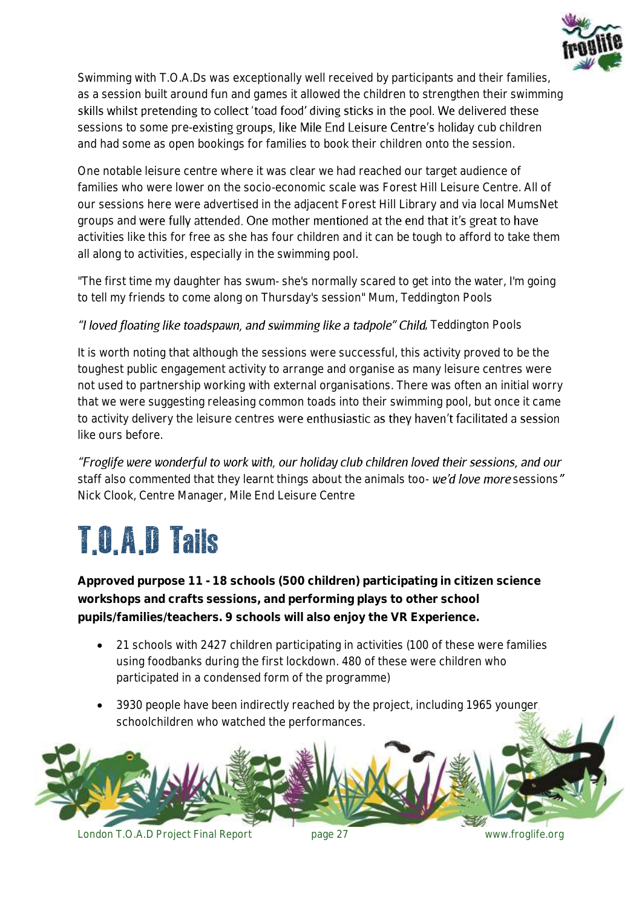Swimming with T.O.A.Ds was exceptionally well received by participants and their families, as a session built around fun and games it allowed the children to strengthen their swimming skills whilst pretending to collect 'toad food' diving sticks in the pool. We delivered these sessions to some pre-existing groups, like Mile End Leisure Centre's holiday cub children and had some as open bookings for families to book their children onto the session.

One notable leisure centre where it was clear we had reached our target audience of families who were lower on the socio-economic scale was Forest Hill Leisure Centre. All of our sessions here were advertised in the adjacent Forest Hill Library and via local MumsNet groups and were fully attended. One mother mentioned at the end that it's great to have activities like this for free as she has four children and it can be tough to afford to take them all along to activities, especially in the swimming pool.

"The first time my daughter has swum- she's normally scared to get into the water, I'm going to tell my friends to come along on Thursday's session" Mum, Teddington Pools

*"I loved floating like toadspawn, and swimming like a tadpole" Child*, Teddington Pools

It is worth noting that although the sessions were successful, this activity proved to be the toughest public engagement activity to arrange and organise as many leisure centres were not used to partnership working with external organisations. There was often an initial worry that we were suggesting releasing common toads into their swimming pool, but once it came to activity delivery the leisure centres were enthusiastic as they haven't facilitated a session like ours before.

*"Froglife were wonderful to work with, our holiday club children loved their sessions, and our* staff also commented that they learnt things about the animals too- *we'd love more* sessions*"* Nick Clook, Centre Manager, Mile End Leisure Centre

# T.O.A.D Tails

**Approved purpose 11 - 18 schools (500 children) participating in citizen science workshops and crafts sessions, and performing plays to other school pupils/families/teachers. 9 schools will also enjoy the VR Experience.**

- 21 schools with 2427 children participating in activities (100 of these were families using foodbanks during the first lockdown. 480 of these were children who participated in a condensed form of the programme)
- 3930 people have been indirectly reached by the project, including 1965 younger schoolchildren who watched the performances.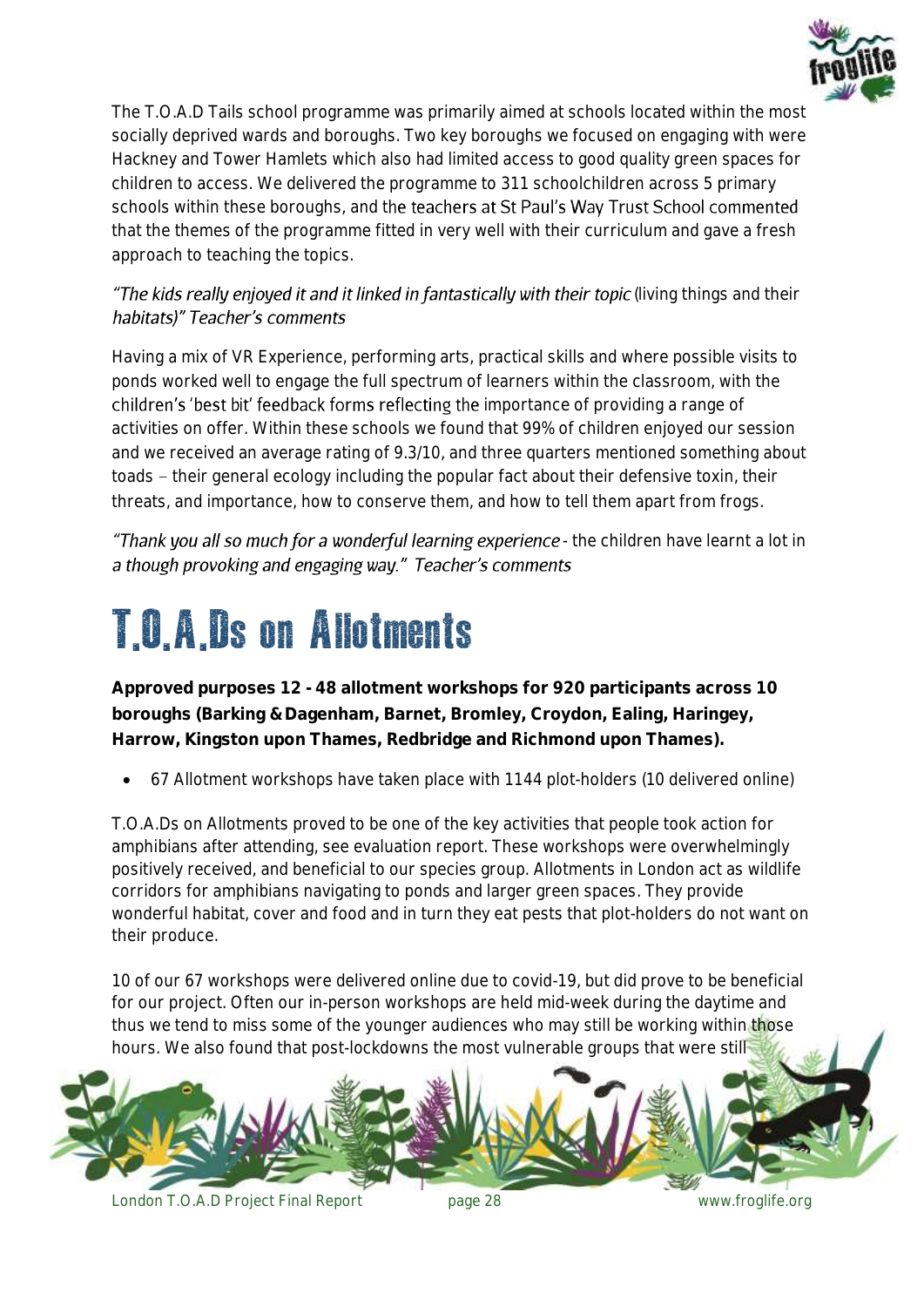The T.O.A.D Tails school programme was primarily aimed at schools located within the most socially deprived wards and boroughs. Two key boroughs we focused on engaging with were Hackney and Tower Hamlets which also had limited access to good quality green spaces for children to access. We delivered the programme to 311 schoolchildren across 5 primary schools within these boroughs, and the teachers at St Paul's Way Trust School commented that the themes of the programme fitted in very well with their curriculum and gave a fresh approach to teaching the topics.

*"The kids really enjoyed it and it linked in fantastically with their topic* (living things and their *habitats)" Teacher's comments*

Having a mix of VR Experience, performing arts, practical skills and where possible visits to ponds worked well to engage the full spectrum of learners within the classroom, with the children's 'best bit' feedback forms reflecting the importance of providing a range of activities on offer. Within these schools we found that 99% of children enjoyed our session and we received an average rating of 9.3/10, and three quarters mentioned something about toads – their general ecology including the popular fact about their defensive toxin, their threats, and importance, how to conserve them, and how to tell them apart from frogs.

*"Thank you all so much for a wonderful learning experience* - the children have learnt a lot in *a though provoking and engaging way." Teacher's comments*

# T.O.A.Ds on Allotments

**Approved purposes 12 - 48 allotment workshops for 920 participants across 10 boroughs (Barking & Dagenham, Barnet, Bromley, Croydon, Ealing, Haringey, Harrow, Kingston upon Thames, Redbridge and Richmond upon Thames).**

- 67 Allotment workshops have taken place with 1144 plot-holders (10 delivered online)

T.O.A.Ds on Allotments proved to be one of the key activities that people took action for amphibians after attending, see evaluation report. These workshops were overwhelmingly positively received, and beneficial to our species group. Allotments in London act as wildlife corridors for amphibians navigating to ponds and larger green spaces. They provide wonderful habitat, cover and food and in turn they eat pests that plot-holders do not want on their produce.

10 of our 67 workshops were delivered online due to covid-19, but did prove to be beneficial for our project. Often our in-person workshops are held mid-week during the daytime and thus we tend to miss some of the younger audiences who may still be working within those hours. We also found that post-lockdowns the most vulnerable groups that were still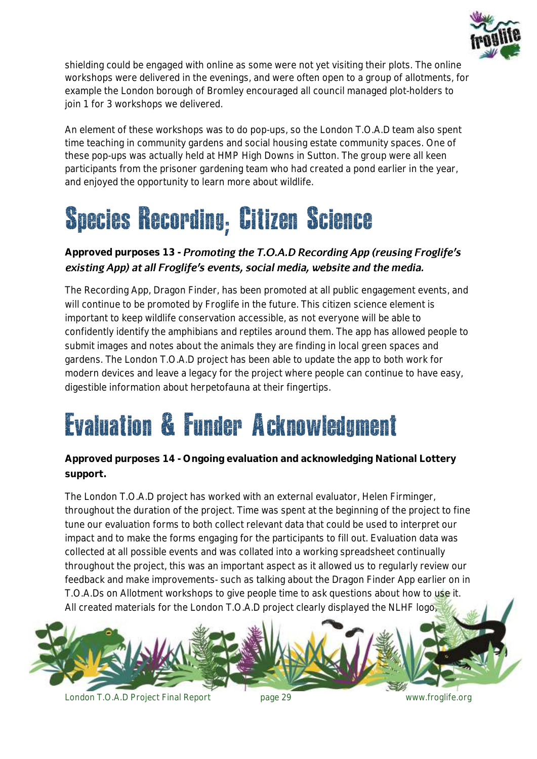shielding could be engaged with online as some were not yet visiting their plots. The online workshops were delivered in the evenings, and were often open to a group of allotments, for example the London borough of Bromley encouraged all council managed plot-holders to join 1 for 3 workshops we delivered.

An element of these workshops was to do pop-ups, so the London T.O.A.D team also spent time teaching in community gardens and social housing estate community spaces. One of these pop-ups was actually held at HMP High Downs in Sutton. The group were all keen participants from the prisoner gardening team who had created a pond earlier in the year, and enjoyed the opportunity to learn more about wildlife.

# Species Recording; Citizen Science

**Approved purposes 13 -** ***Promoting the T.O.A.D Recording App (reusing Froglife's existing App) at all Froglife's events, social media, website and the media.***

The Recording App, Dragon Finder, has been promoted at all public engagement events, and will continue to be promoted by Froglife in the future. This citizen science element is important to keep wildlife conservation accessible, as not everyone will be able to confidently identify the amphibians and reptiles around them. The app has allowed people to submit images and notes about the animals they are finding in local green spaces and gardens. The London T.O.A.D project has been able to update the app to both work for modern devices and leave a legacy for the project where people can continue to have easy, digestible information about herpetofauna at their fingertips.

# Evaluation & Funder Acknowledgment

**Approved purposes 14 - Ongoing evaluation and acknowledging National Lottery support.**

The London T.O.A.D project has worked with an external evaluator, Helen Firminger, throughout the duration of the project. Time was spent at the beginning of the project to fine tune our evaluation forms to both collect relevant data that could be used to interpret our impact and to make the forms engaging for the participants to fill out. Evaluation data was collected at all possible events and was collated into a working spreadsheet continually throughout the project, this was an important aspect as it allowed us to regularly review our feedback and make improvements- such as talking about the Dragon Finder App earlier on in T.O.A.Ds on Allotment workshops to give people time to ask questions about how to use it. All created materials for the London T.O.A.D project clearly displayed the NLHF logo,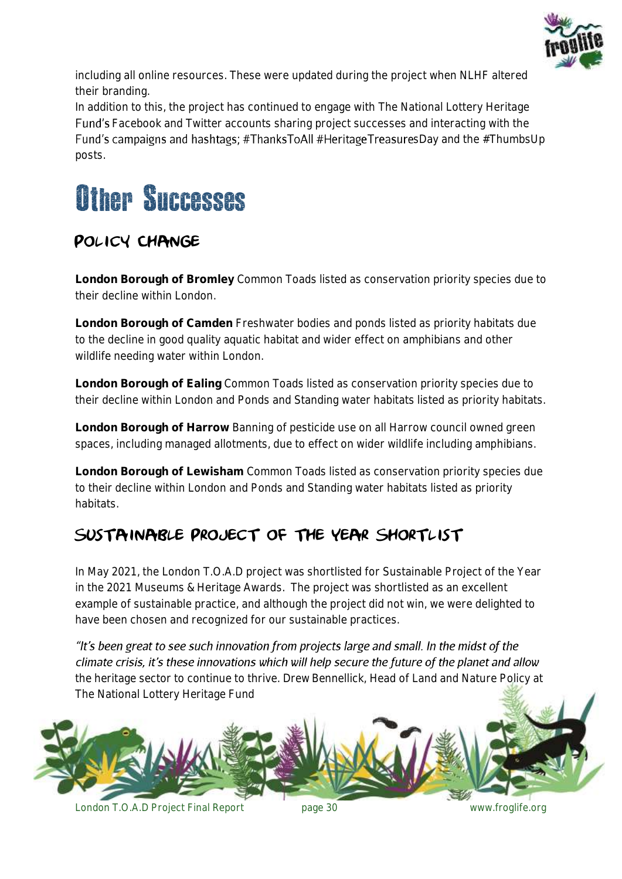including all online resources. These were updated during the project when NLHF altered their branding.

In addition to this, the project has continued to engage with The National Lottery Heritage Fund's Facebook and Twitter accounts sharing project successes and interacting with the Fund's campaigns and hashtags; #ThanksToAll #HeritageTreasuresDay and the #ThumbsUp posts.

# Other Successes

## Policy Change

**London Borough of Bromley** Common Toads listed as conservation priority species due to their decline within London.

**London Borough of Camden** Freshwater bodies and ponds listed as priority habitats due to the decline in good quality aquatic habitat and wider effect on amphibians and other wildlife needing water within London.

**London Borough of Ealing** Common Toads listed as conservation priority species due to their decline within London and Ponds and Standing water habitats listed as priority habitats.

**London Borough of Harrow** Banning of pesticide use on all Harrow council owned green spaces, including managed allotments, due to effect on wider wildlife including amphibians.

**London Borough of Lewisham** Common Toads listed as conservation priority species due to their decline within London and Ponds and Standing water habitats listed as priority habitats.

## Sustainable Project of the Year Shortlist

In May 2021, the London T.O.A.D project was shortlisted for Sustainable Project of the Year in the 2021 Museums & Heritage Awards. The project was shortlisted as an excellent example of sustainable practice, and although the project did not win, we were delighted to have been chosen and recognized for our sustainable practices.

*"It's been great to see such innovation from projects large and small. In the midst of the climate crisis, it's these innovations which will help secure the future of the planet and allow* the heritage sector to continue to thrive. Drew Bennellick, Head of Land and Nature Policy at The National Lottery Heritage Fund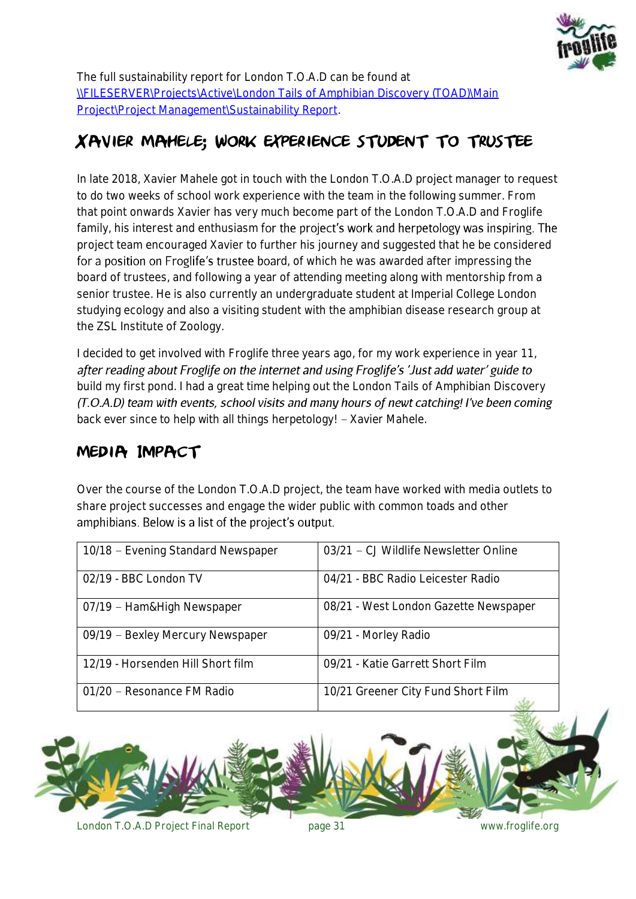The full sustainability report for London T.O.A.D can be found at [\\FILESERVER\Projects\Active\London Tails of Amphibian Discovery (TOAD)\Main Project\Project Management\Sustainability Report](\\FILESERVER\Projects\Active\London Tails of Amphibian Discovery (TOAD)\Main Project\Project Management\Sustainability Report).

## Xavier Mahele; Work Experience Student to Trustee

In late 2018, Xavier Mahele got in touch with the London T.O.A.D project manager to request to do two weeks of school work experience with the team in the following summer. From that point onwards Xavier has very much become part of the London T.O.A.D and Froglife family, his interest and enthusiasm for the project's work and herpetology was inspiring. The project team encouraged Xavier to further his journey and suggested that he be considered for a position on Froglife's trustee board, of which he was awarded after impressing the board of trustees, and following a year of attending meeting along with mentorship from a senior trustee. He is also currently an undergraduate student at Imperial College London studying ecology and also a visiting student with the amphibian disease research group at the ZSL Institute of Zoology.

*I decided to get involved with Froglife three years ago, for my work experience in year 11, after reading about Froglife on the internet and using Froglife's 'Just add water' guide to build my first pond. I had a great time helping out the London Tails of Amphibian Discovery (T.O.A.D) team with events, school visits and many hours of newt catching! I've been coming back ever since to help with all things herpetology! – Xavier Mahele.*

## Media Impact

Over the course of the London T.O.A.D project, the team have worked with media outlets to share project successes and engage the wider public with common toads and other amphibians. Below is a list of the project's output.

| | |
|---|---|
| 10/18 – Evening Standard Newspaper | 03/21 – CJ Wildlife Newsletter Online |
| 02/19 - BBC London TV | 04/21 - BBC Radio Leicester Radio |
| 07/19 – Ham&High Newspaper | 08/21 - West London Gazette Newspaper |
| 09/19 – Bexley Mercury Newspaper | 09/21 - Morley Radio |
| 12/19 - Horsenden Hill Short film | 09/21 - Katie Garrett Short Film |
| 01/20 – Resonance FM Radio | 10/21 Greener City Fund Short Film |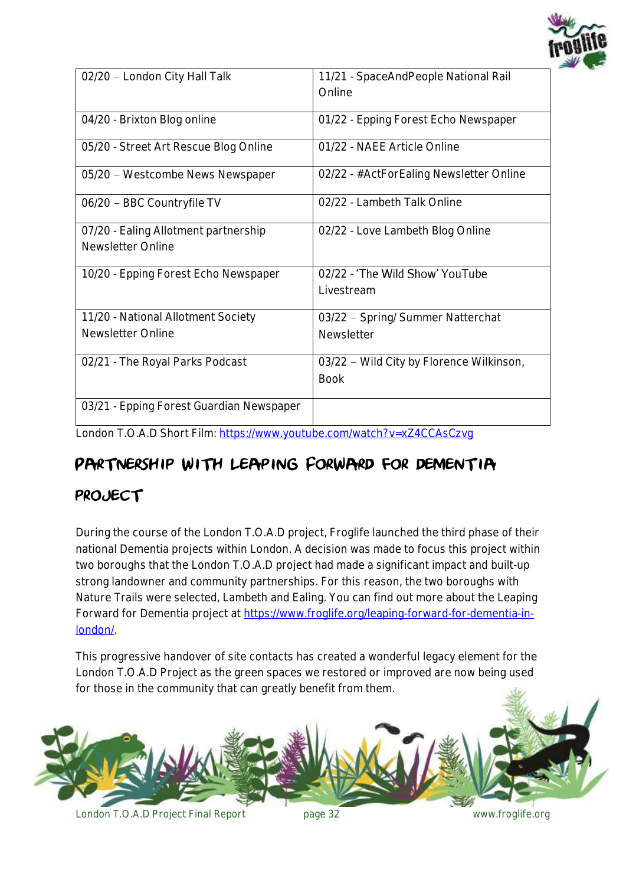| 02/20 – London City Hall Talk | 11/21 - SpaceAndPeople National Rail Online |
|---|---|
| 04/20 - Brixton Blog online | 01/22 - Epping Forest Echo Newspaper |
| 05/20 - Street Art Rescue Blog Online | 01/22 - NAEE Article Online |
| 05/20 – Westcombe News Newspaper | 02/22 - #ActForEaling Newsletter Online |
| 06/20 – BBC Countryfile TV | 02/22 - Lambeth Talk Online |
| 07/20 - Ealing Allotment partnership Newsletter Online | 02/22 - Love Lambeth Blog Online |
| 10/20 - Epping Forest Echo Newspaper | 02/22 - 'The Wild Show' YouTube Livestream |
| 11/20 - National Allotment Society Newsletter Online | 03/22 – Spring/ Summer Natterchat Newsletter |
| 02/21 - The Royal Parks Podcast | 03/22 – Wild City by Florence Wilkinson, Book |
| 03/21 - Epping Forest Guardian Newspaper | |

London T.O.A.D Short Film: https://www.youtube.com/watch?v=xZ4CCAsCzvg

## Partnership with Leaping Forward for Dementia Project

During the course of the London T.O.A.D project, Froglife launched the third phase of their national Dementia projects within London. A decision was made to focus this project within two boroughs that the London T.O.A.D project had made a significant impact and built-up strong landowner and community partnerships. For this reason, the two boroughs with Nature Trails were selected, Lambeth and Ealing. You can find out more about the Leaping Forward for Dementia project at https://www.froglife.org/leaping-forward-for-dementia-in-london/.

This progressive handover of site contacts has created a wonderful legacy element for the London T.O.A.D Project as the green spaces we restored or improved are now being used for those in the community that can greatly benefit from them.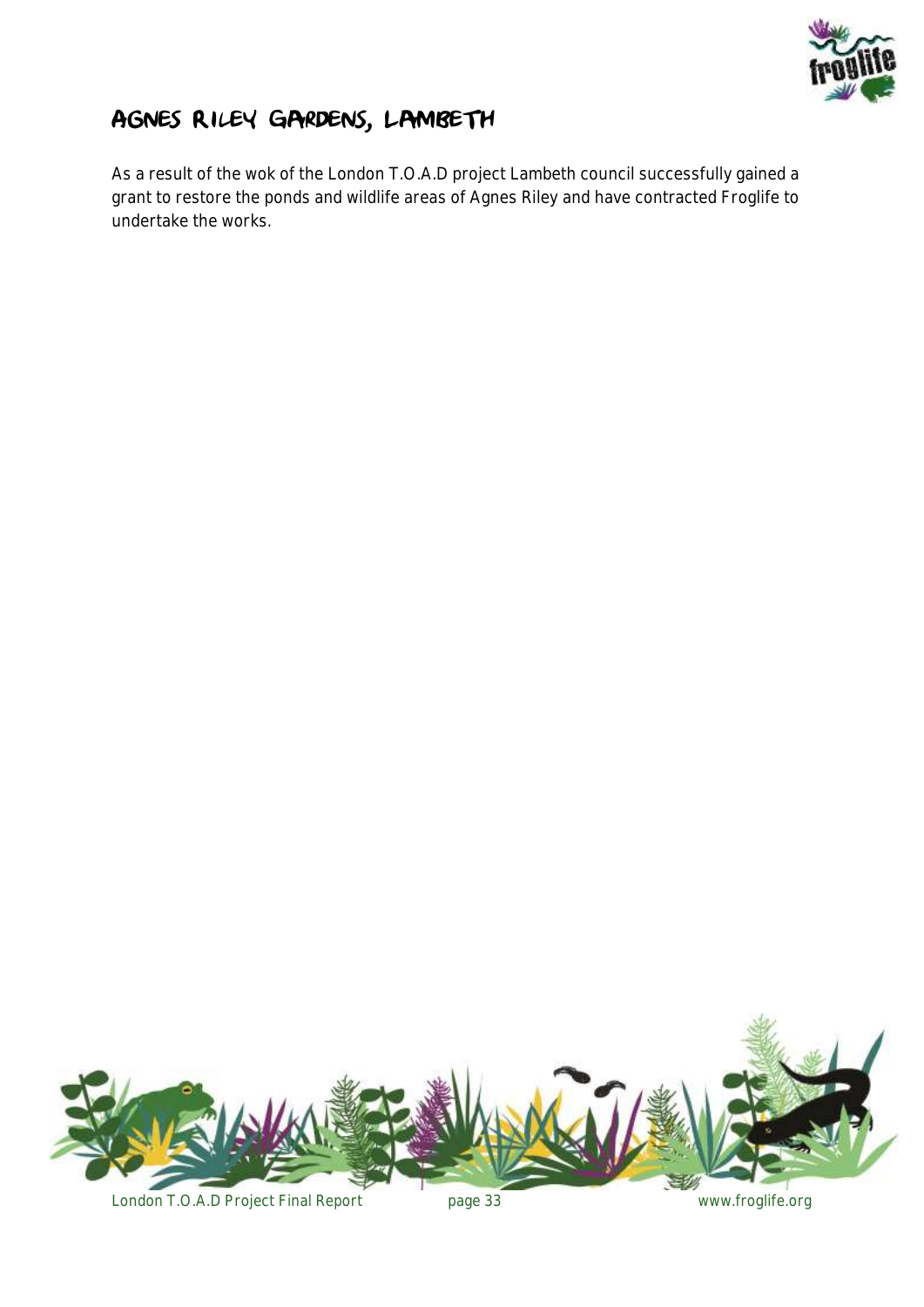# Agnes Riley Gardens, Lambeth

As a result of the wok of the London T.O.A.D project Lambeth council successfully gained a grant to restore the ponds and wildlife areas of Agnes Riley and have contracted Froglife to undertake the works.